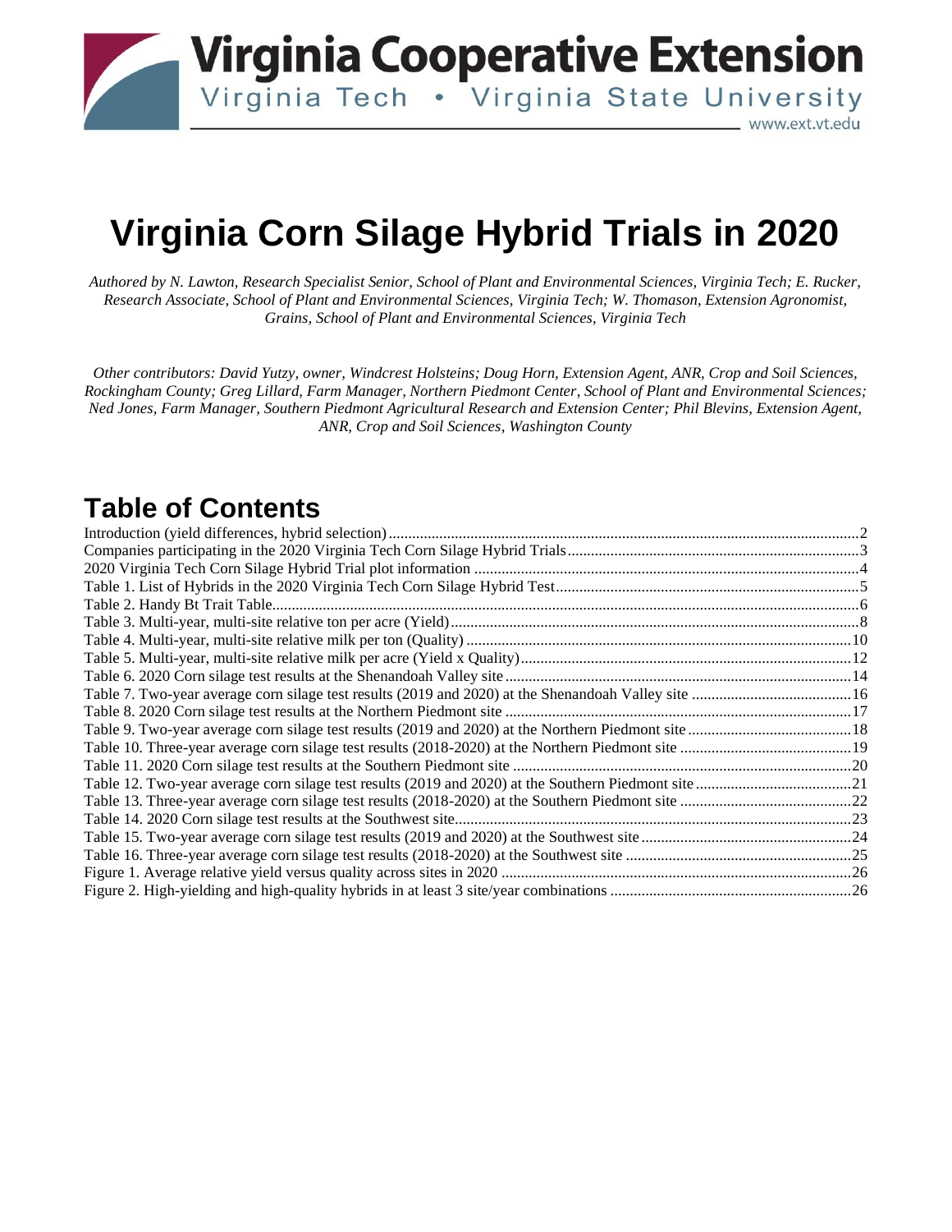Virginia Cooperative Extension
Virginia Tech • Virginia State University
www.ext.vt.edu

# Virginia Corn Silage Hybrid Trials in 2020

*Authored by N. Lawton, Research Specialist Senior, School of Plant and Environmental Sciences, Virginia Tech; E. Rucker, Research Associate, School of Plant and Environmental Sciences, Virginia Tech; W. Thomason, Extension Agronomist, Grains, School of Plant and Environmental Sciences, Virginia Tech*

*Other contributors: David Yutzy, owner, Windcrest Holsteins; Doug Horn, Extension Agent, ANR, Crop and Soil Sciences, Rockingham County; Greg Lillard, Farm Manager, Northern Piedmont Center, School of Plant and Environmental Sciences; Ned Jones, Farm Manager, Southern Piedmont Agricultural Research and Extension Center; Phil Blevins, Extension Agent, ANR, Crop and Soil Sciences, Washington County*

## Table of Contents

Introduction (yield differences, hybrid selection) ..... 2
Companies participating in the 2020 Virginia Tech Corn Silage Hybrid Trials ..... 3
2020 Virginia Tech Corn Silage Hybrid Trial plot information ..... 4
Table 1. List of Hybrids in the 2020 Virginia Tech Corn Silage Hybrid Test ..... 5
Table 2. Handy Bt Trait Table ..... 6
Table 3. Multi-year, multi-site relative ton per acre (Yield) ..... 8
Table 4. Multi-year, multi-site relative milk per ton (Quality) ..... 10
Table 5. Multi-year, multi-site relative milk per acre (Yield x Quality) ..... 12
Table 6. 2020 Corn silage test results at the Shenandoah Valley site ..... 14
Table 7. Two-year average corn silage test results (2019 and 2020) at the Shenandoah Valley site ..... 16
Table 8. 2020 Corn silage test results at the Northern Piedmont site ..... 17
Table 9. Two-year average corn silage test results (2019 and 2020) at the Northern Piedmont site ..... 18
Table 10. Three-year average corn silage test results (2018-2020) at the Northern Piedmont site ..... 19
Table 11. 2020 Corn silage test results at the Southern Piedmont site ..... 20
Table 12. Two-year average corn silage test results (2019 and 2020) at the Southern Piedmont site ..... 21
Table 13. Three-year average corn silage test results (2018-2020) at the Southern Piedmont site ..... 22
Table 14. 2020 Corn silage test results at the Southwest site ..... 23
Table 15. Two-year average corn silage test results (2019 and 2020) at the Southwest site ..... 24
Table 16. Three-year average corn silage test results (2018-2020) at the Southwest site ..... 25
Figure 1. Average relative yield versus quality across sites in 2020 ..... 26
Figure 2. High-yielding and high-quality hybrids in at least 3 site/year combinations ..... 26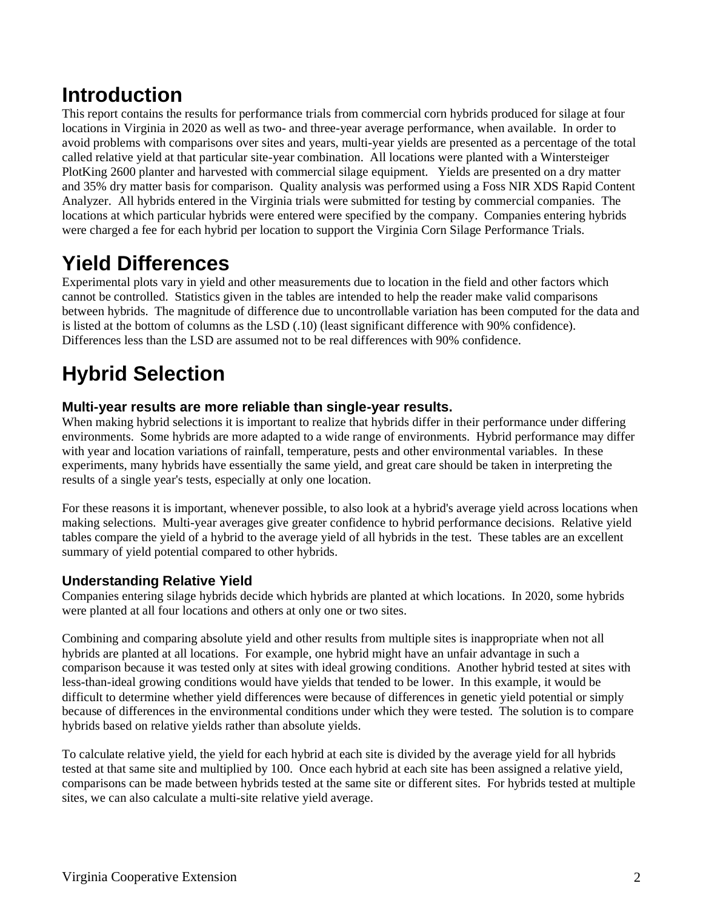# Introduction

This report contains the results for performance trials from commercial corn hybrids produced for silage at four locations in Virginia in 2020 as well as two- and three-year average performance, when available. In order to avoid problems with comparisons over sites and years, multi-year yields are presented as a percentage of the total called relative yield at that particular site-year combination. All locations were planted with a Wintersteiger PlotKing 2600 planter and harvested with commercial silage equipment. Yields are presented on a dry matter and 35% dry matter basis for comparison. Quality analysis was performed using a Foss NIR XDS Rapid Content Analyzer. All hybrids entered in the Virginia trials were submitted for testing by commercial companies. The locations at which particular hybrids were entered were specified by the company. Companies entering hybrids were charged a fee for each hybrid per location to support the Virginia Corn Silage Performance Trials.

# Yield Differences

Experimental plots vary in yield and other measurements due to location in the field and other factors which cannot be controlled. Statistics given in the tables are intended to help the reader make valid comparisons between hybrids. The magnitude of difference due to uncontrollable variation has been computed for the data and is listed at the bottom of columns as the LSD (.10) (least significant difference with 90% confidence). Differences less than the LSD are assumed not to be real differences with 90% confidence.

# Hybrid Selection

### Multi-year results are more reliable than single-year results.

When making hybrid selections it is important to realize that hybrids differ in their performance under differing environments. Some hybrids are more adapted to a wide range of environments. Hybrid performance may differ with year and location variations of rainfall, temperature, pests and other environmental variables. In these experiments, many hybrids have essentially the same yield, and great care should be taken in interpreting the results of a single year's tests, especially at only one location.

For these reasons it is important, whenever possible, to also look at a hybrid's average yield across locations when making selections. Multi-year averages give greater confidence to hybrid performance decisions. Relative yield tables compare the yield of a hybrid to the average yield of all hybrids in the test. These tables are an excellent summary of yield potential compared to other hybrids.

### Understanding Relative Yield

Companies entering silage hybrids decide which hybrids are planted at which locations. In 2020, some hybrids were planted at all four locations and others at only one or two sites.

Combining and comparing absolute yield and other results from multiple sites is inappropriate when not all hybrids are planted at all locations. For example, one hybrid might have an unfair advantage in such a comparison because it was tested only at sites with ideal growing conditions. Another hybrid tested at sites with less-than-ideal growing conditions would have yields that tended to be lower. In this example, it would be difficult to determine whether yield differences were because of differences in genetic yield potential or simply because of differences in the environmental conditions under which they were tested. The solution is to compare hybrids based on relative yields rather than absolute yields.

To calculate relative yield, the yield for each hybrid at each site is divided by the average yield for all hybrids tested at that same site and multiplied by 100. Once each hybrid at each site has been assigned a relative yield, comparisons can be made between hybrids tested at the same site or different sites. For hybrids tested at multiple sites, we can also calculate a multi-site relative yield average.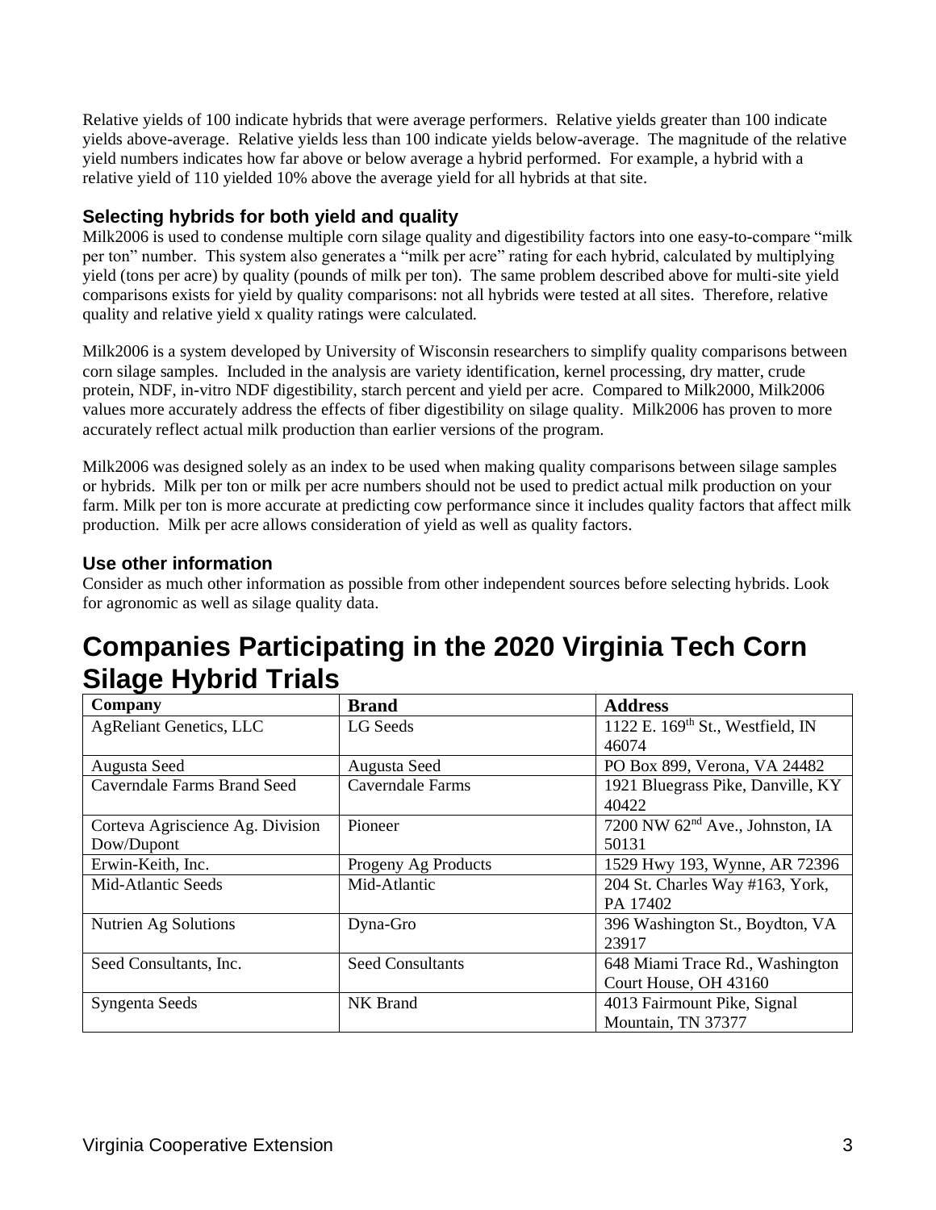Relative yields of 100 indicate hybrids that were average performers. Relative yields greater than 100 indicate yields above-average. Relative yields less than 100 indicate yields below-average. The magnitude of the relative yield numbers indicates how far above or below average a hybrid performed. For example, a hybrid with a relative yield of 110 yielded 10% above the average yield for all hybrids at that site.

### Selecting hybrids for both yield and quality

Milk2006 is used to condense multiple corn silage quality and digestibility factors into one easy-to-compare "milk per ton" number. This system also generates a "milk per acre" rating for each hybrid, calculated by multiplying yield (tons per acre) by quality (pounds of milk per ton). The same problem described above for multi-site yield comparisons exists for yield by quality comparisons: not all hybrids were tested at all sites. Therefore, relative quality and relative yield x quality ratings were calculated.

Milk2006 is a system developed by University of Wisconsin researchers to simplify quality comparisons between corn silage samples. Included in the analysis are variety identification, kernel processing, dry matter, crude protein, NDF, in-vitro NDF digestibility, starch percent and yield per acre. Compared to Milk2000, Milk2006 values more accurately address the effects of fiber digestibility on silage quality. Milk2006 has proven to more accurately reflect actual milk production than earlier versions of the program.

Milk2006 was designed solely as an index to be used when making quality comparisons between silage samples or hybrids. Milk per ton or milk per acre numbers should not be used to predict actual milk production on your farm. Milk per ton is more accurate at predicting cow performance since it includes quality factors that affect milk production. Milk per acre allows consideration of yield as well as quality factors.

### Use other information

Consider as much other information as possible from other independent sources before selecting hybrids. Look for agronomic as well as silage quality data.

## Companies Participating in the 2020 Virginia Tech Corn Silage Hybrid Trials

| Company | Brand | Address |
|---|---|---|
| AgReliant Genetics, LLC | LG Seeds | 1122 E. 169th St., Westfield, IN 46074 |
| Augusta Seed | Augusta Seed | PO Box 899, Verona, VA 24482 |
| Caverndale Farms Brand Seed | Caverndale Farms | 1921 Bluegrass Pike, Danville, KY 40422 |
| Corteva Agriscience Ag. Division Dow/Dupont | Pioneer | 7200 NW 62nd Ave., Johnston, IA 50131 |
| Erwin-Keith, Inc. | Progeny Ag Products | 1529 Hwy 193, Wynne, AR 72396 |
| Mid-Atlantic Seeds | Mid-Atlantic | 204 St. Charles Way #163, York, PA 17402 |
| Nutrien Ag Solutions | Dyna-Gro | 396 Washington St., Boydton, VA 23917 |
| Seed Consultants, Inc. | Seed Consultants | 648 Miami Trace Rd., Washington Court House, OH 43160 |
| Syngenta Seeds | NK Brand | 4013 Fairmount Pike, Signal Mountain, TN 37377 |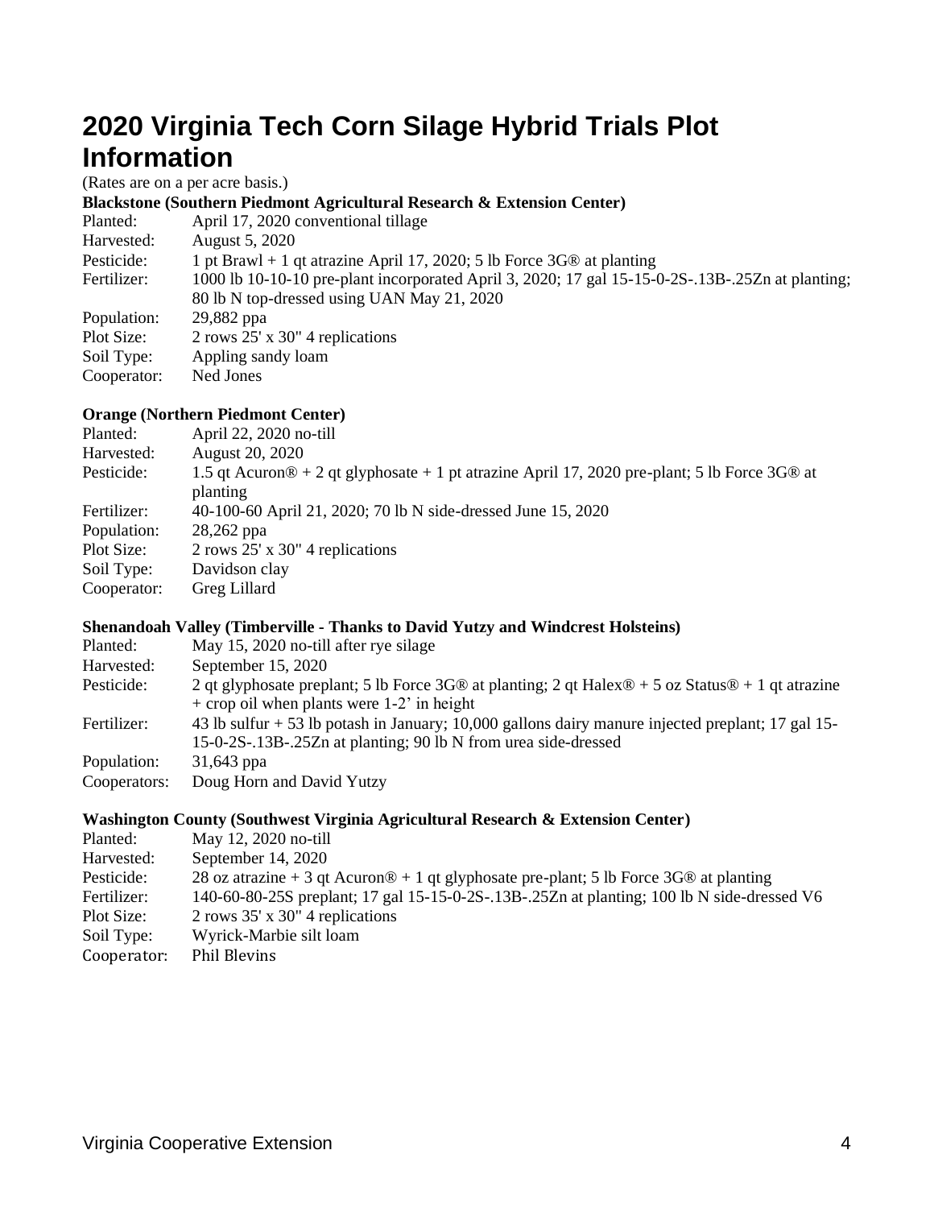# 2020 Virginia Tech Corn Silage Hybrid Trials Plot Information

(Rates are on a per acre basis.)

**Blackstone (Southern Piedmont Agricultural Research & Extension Center)**

Planted: April 17, 2020 conventional tillage
Harvested: August 5, 2020
Pesticide: 1 pt Brawl + 1 qt atrazine April 17, 2020; 5 lb Force 3G® at planting
Fertilizer: 1000 lb 10-10-10 pre-plant incorporated April 3, 2020; 17 gal 15-15-0-2S-.13B-.25Zn at planting; 80 lb N top-dressed using UAN May 21, 2020
Population: 29,882 ppa
Plot Size: 2 rows 25' x 30" 4 replications
Soil Type: Appling sandy loam
Cooperator: Ned Jones

**Orange (Northern Piedmont Center)**

Planted: April 22, 2020 no-till
Harvested: August 20, 2020
Pesticide: 1.5 qt Acuron® + 2 qt glyphosate + 1 pt atrazine April 17, 2020 pre-plant; 5 lb Force 3G® at planting
Fertilizer: 40-100-60 April 21, 2020; 70 lb N side-dressed June 15, 2020
Population: 28,262 ppa
Plot Size: 2 rows 25' x 30" 4 replications
Soil Type: Davidson clay
Cooperator: Greg Lillard

**Shenandoah Valley (Timberville - Thanks to David Yutzy and Windcrest Holsteins)**

Planted: May 15, 2020 no-till after rye silage
Harvested: September 15, 2020
Pesticide: 2 qt glyphosate preplant; 5 lb Force 3G® at planting; 2 qt Halex® + 5 oz Status® + 1 qt atrazine + crop oil when plants were 1-2' in height
Fertilizer: 43 lb sulfur + 53 lb potash in January; 10,000 gallons dairy manure injected preplant; 17 gal 15-15-0-2S-.13B-.25Zn at planting; 90 lb N from urea side-dressed
Population: 31,643 ppa
Cooperators: Doug Horn and David Yutzy

**Washington County (Southwest Virginia Agricultural Research & Extension Center)**

Planted: May 12, 2020 no-till
Harvested: September 14, 2020
Pesticide: 28 oz atrazine + 3 qt Acuron® + 1 qt glyphosate pre-plant; 5 lb Force 3G® at planting
Fertilizer: 140-60-80-25S preplant; 17 gal 15-15-0-2S-.13B-.25Zn at planting; 100 lb N side-dressed V6
Plot Size: 2 rows 35' x 30" 4 replications
Soil Type: Wyrick-Marbie silt loam
Cooperator: Phil Blevins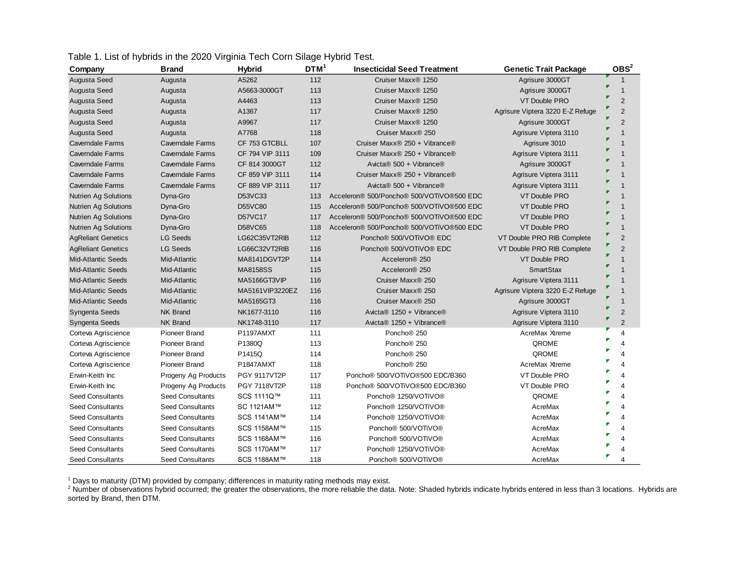Table 1. List of hybrids in the 2020 Virginia Tech Corn Silage Hybrid Test.

| Company | Brand | Hybrid | DTM[1] | Insecticidal Seed Treatment | Genetic Trait Package | OBS[2] |
|---|---|---|---|---|---|---|
| Augusta Seed | Augusta | A5262 | 112 | Cruiser Maxx® 1250 | Agrisure 3000GT | 1 |
| Augusta Seed | Augusta | A5663-3000GT | 113 | Cruiser Maxx® 1250 | Agrisure 3000GT | 1 |
| Augusta Seed | Augusta | A4463 | 113 | Cruiser Maxx® 1250 | VT Double PRO | 2 |
| Augusta Seed | Augusta | A1367 | 117 | Cruiser Maxx® 1250 | Agrisure Viptera 3220 E-Z Refuge | 2 |
| Augusta Seed | Augusta | A9967 | 117 | Cruiser Maxx® 1250 | Agrisure 3000GT | 2 |
| Augusta Seed | Augusta | A7768 | 118 | Cruiser Maxx® 250 | Agrisure Viptera 3110 | 1 |
| Caverndale Farms | Caverndale Farms | CF 753 GTCBLL | 107 | Cruiser Maxx® 250 + Vibrance® | Agrisure 3010 | 1 |
| Caverndale Farms | Caverndale Farms | CF 794 VIP 3111 | 109 | Cruiser Maxx® 250 + Vibrance® | Agrisure Viptera 3111 | 1 |
| Caverndale Farms | Caverndale Farms | CF 814 3000GT | 112 | Avicta® 500 + Vibrance® | Agrisure 3000GT | 1 |
| Caverndale Farms | Caverndale Farms | CF 859 VIP 3111 | 114 | Cruiser Maxx® 250 + Vibrance® | Agrisure Viptera 3111 | 1 |
| Caverndale Farms | Caverndale Farms | CF 889 VIP 3111 | 117 | Avicta® 500 + Vibrance® | Agrisure Viptera 3111 | 1 |
| Nutrien Ag Solutions | Dyna-Gro | D53VC33 | 113 | Acceleron® 500/Poncho® 500/VOTiVO®500 EDC | VT Double PRO | 1 |
| Nutrien Ag Solutions | Dyna-Gro | D55VC80 | 115 | Acceleron® 500/Poncho® 500/VOTiVO®500 EDC | VT Double PRO | 1 |
| Nutrien Ag Solutions | Dyna-Gro | D57VC17 | 117 | Acceleron® 500/Poncho® 500/VOTiVO®500 EDC | VT Double PRO | 1 |
| Nutrien Ag Solutions | Dyna-Gro | D58VC65 | 118 | Acceleron® 500/Poncho® 500/VOTiVO®500 EDC | VT Double PRO | 1 |
| AgReliant Genetics | LG Seeds | LG62C35VT2RIB | 112 | Poncho® 500/VOTiVO® EDC | VT Double PRO RIB Complete | 2 |
| AgReliant Genetics | LG Seeds | LG66C32VT2RIB | 116 | Poncho® 500/VOTiVO® EDC | VT Double PRO RIB Complete | 2 |
| Mid-Atlantic Seeds | Mid-Atlantic | MA8141DGVT2P | 114 | Acceleron® 250 | VT Double PRO | 1 |
| Mid-Atlantic Seeds | Mid-Atlantic | MA8158SS | 115 | Acceleron® 250 | SmartStax | 1 |
| Mid-Atlantic Seeds | Mid-Atlantic | MA5166GT3VIP | 116 | Cruiser Maxx® 250 | Agrisure Viptera 3111 | 1 |
| Mid-Atlantic Seeds | Mid-Atlantic | MA5161VIP3220EZ | 116 | Cruiser Maxx® 250 | Agrisure Viptera 3220 E-Z Refuge | 1 |
| Mid-Atlantic Seeds | Mid-Atlantic | MA5165GT3 | 116 | Cruiser Maxx® 250 | Agrisure 3000GT | 1 |
| Syngenta Seeds | NK Brand | NK1677-3110 | 116 | Avicta® 1250 + Vibrance® | Agrisure Viptera 3110 | 2 |
| Syngenta Seeds | NK Brand | NK1748-3110 | 117 | Avicta® 1250 + Vibrance® | Agrisure Viptera 3110 | 2 |
| Corteva Agriscience | Pioneer Brand | P1197AMXT | 111 | Poncho® 250 | AcreMax Xtreme | 4 |
| Corteva Agriscience | Pioneer Brand | P1380Q | 113 | Poncho® 250 | QROME | 4 |
| Corteva Agriscience | Pioneer Brand | P1415Q | 114 | Poncho® 250 | QROME | 4 |
| Corteva Agriscience | Pioneer Brand | P1847AMXT | 118 | Poncho® 250 | AcreMax Xtreme | 4 |
| Erwin-Keith Inc | Progeny Ag Products | PGY 9117VT2P | 117 | Poncho® 500/VOTiVO®500 EDC/B360 | VT Double PRO | 4 |
| Erwin-Keith Inc | Progeny Ag Products | PGY 7118VT2P | 118 | Poncho® 500/VOTiVO®500 EDC/B360 | VT Double PRO | 4 |
| Seed Consultants | Seed Consultants | SCS 1111Q™ | 111 | Poncho® 1250/VOTiVO® | QROME | 4 |
| Seed Consultants | Seed Consultants | SC 1121AM™ | 112 | Poncho® 1250/VOTiVO® | AcreMax | 4 |
| Seed Consultants | Seed Consultants | SCS 1141AM™ | 114 | Poncho® 1250/VOTiVO® | AcreMax | 4 |
| Seed Consultants | Seed Consultants | SCS 1158AM™ | 115 | Poncho® 500/VOTiVO® | AcreMax | 4 |
| Seed Consultants | Seed Consultants | SCS 1168AM™ | 116 | Poncho® 500/VOTiVO® | AcreMax | 4 |
| Seed Consultants | Seed Consultants | SCS 1170AM™ | 117 | Poncho® 1250/VOTiVO® | AcreMax | 4 |
| Seed Consultants | Seed Consultants | SCS 1188AM™ | 118 | Poncho® 500/VOTiVO® | AcreMax | 4 |

[1] Days to maturity (DTM) provided by company; differences in maturity rating methods may exist.
[2] Number of observations hybrid occurred; the greater the observations, the more reliable the data. Note: Shaded hybrids indicate hybrids entered in less than 3 locations. Hybrids are sorted by Brand, then DTM.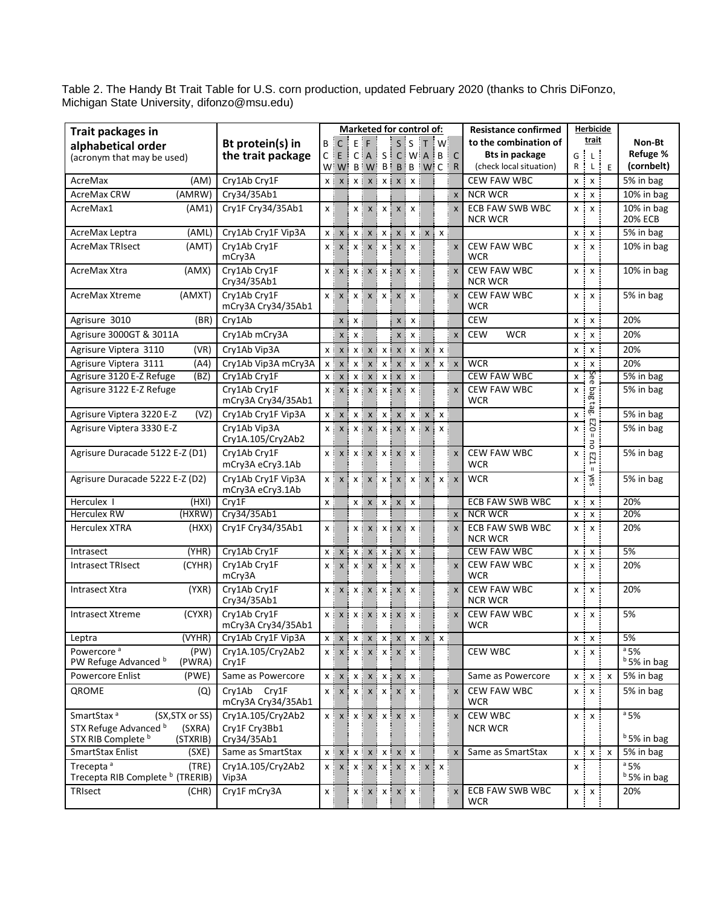Table 2. The Handy Bt Trait Table for U.S. corn production, updated February 2020 (thanks to Chris DiFonzo, Michigan State University, difonzo@msu.edu)

| Trait packages in alphabetical order (acronym that may be used) | Bt protein(s) in the trait package | Marketed for control of: | | | | | | | | | | Resistance confirmed to the combination of Bts in package (check local situation) | Herbicide trait | | | Non-Bt Refuge % (cornbelt) |
|---|---|---|---|---|---|---|---|---|---|---|---|---|---|---|---|---|
| | | BCW | CEW | ECB | FAW | SB | SCB | SWB | TAW | WBC | CR | | GR | LL | E | |
| AcreMax (AM) | Cry1Ab Cry1F | x | x | x | x | x | x | x | | | | CEW FAW WBC | x | x | | 5% in bag |
| AcreMax CRW (AMRW) | Cry34/35Ab1 | | | | | | | | | | x | NCR WCR | x | x | | 10% in bag |
| AcreMax1 (AM1) | Cry1F Cry34/35Ab1 | x | | x | x | x | x | x | | | x | ECB FAW SWB WBC NCR WCR | x | x | | 10% in bag 20% ECB |
| AcreMax Leptra (AML) | Cry1Ab Cry1F Vip3A | x | x | x | x | x | x | x | x | x | | | x | x | | 5% in bag |
| AcreMax TRIsect (AMT) | Cry1Ab Cry1F mCry3A | x | x | x | x | x | x | x | | | x | CEW FAW WBC WCR | x | x | | 10% in bag |
| AcreMax Xtra (AMX) | Cry1Ab Cry1F Cry34/35Ab1 | x | x | x | x | x | x | x | | | x | CEW FAW WBC NCR WCR | x | x | | 10% in bag |
| AcreMax Xtreme (AMXT) | Cry1Ab Cry1F mCry3A Cry34/35Ab1 | x | x | x | x | x | x | x | | | x | CEW FAW WBC WCR | x | x | | 5% in bag |
| Agrisure 3010 (BR) | Cry1Ab | | x | x | | | x | x | | | | CEW | x | x | | 20% |
| Agrisure 3000GT & 3011A | Cry1Ab mCry3A | | x | x | | | x | x | | | x | CEW WCR | x | x | | 20% |
| Agrisure Viptera 3110 (VR) | Cry1Ab Vip3A | x | x | x | x | x | x | x | x | x | | | x | x | | 20% |
| Agrisure Viptera 3111 (A4) | Cry1Ab Vip3A mCry3A | x | x | x | x | x | x | x | x | x | x | WCR | x | x | | 20% |
| Agrisure 3120 E-Z Refuge (BZ) | Cry1Ab Cry1F | x | x | x | x | x | x | x | | | | CEW FAW WBC | x | See bag tag. EZ0 = no EZ1 = yes | | 5% in bag |
| Agrisure 3122 E-Z Refuge | Cry1Ab Cry1F mCry3A Cry34/35Ab1 | x | x | x | x | x | x | x | | | x | CEW FAW WBC WCR | x | | | 5% in bag |
| Agrisure Viptera 3220 E-Z (VZ) | Cry1Ab Cry1F Vip3A | x | x | x | x | x | x | x | x | x | | | x | | | 5% in bag |
| Agrisure Viptera 3330 E-Z | Cry1Ab Vip3A Cry1A.105/Cry2Ab2 | x | x | x | x | x | x | x | x | x | | | x | | | 5% in bag |
| Agrisure Duracade 5122 E-Z (D1) | Cry1Ab Cry1F mCry3A eCry3.1Ab | x | x | x | x | x | x | x | | | x | CEW FAW WBC WCR | x | | | 5% in bag |
| Agrisure Duracade 5222 E-Z (D2) | Cry1Ab Cry1F Vip3A mCry3A eCry3.1Ab | x | x | x | x | x | x | x | x | x | x | WCR | x | | | 5% in bag |
| Herculex I (HXI) | Cry1F | x | | x | x | x | x | x | | | | ECB FAW SWB WBC | x | x | | 20% |
| Herculex RW (HXRW) | Cry34/35Ab1 | | | | | | | | | | x | NCR WCR | x | x | | 20% |
| Herculex XTRA (HXX) | Cry1F Cry34/35Ab1 | x | | x | x | x | x | x | | | x | ECB FAW SWB WBC NCR WCR | x | x | | 20% |
| Intrasect (YHR) | Cry1Ab Cry1F | x | x | x | x | x | x | x | | | | CEW FAW WBC | x | x | | 5% |
| Intrasect TRIsect (CYHR) | Cry1Ab Cry1F mCry3A | x | x | x | x | x | x | x | | | x | CEW FAW WBC WCR | x | x | | 20% |
| Intrasect Xtra (YXR) | Cry1Ab Cry1F Cry34/35Ab1 | x | x | x | x | x | x | x | | | x | CEW FAW WBC NCR WCR | x | x | | 20% |
| Intrasect Xtreme (CYXR) | Cry1Ab Cry1F mCry3A Cry34/35Ab1 | x | x | x | x | x | x | x | | | x | CEW FAW WBC WCR | x | x | | 5% |
| Leptra (VYHR) | Cry1Ab Cry1F Vip3A | x | x | x | x | x | x | x | x | x | | | x | x | | 5% |
| Powercore [a] (PW) PW Refuge Advanced [b] (PWRA) | Cry1A.105/Cry2Ab2 Cry1F | x | x | x | x | x | x | x | | | | CEW WBC | x | x | | [a] 5% [b] 5% in bag |
| Powercore Enlist (PWE) | Same as Powercore | x | x | x | x | x | x | x | | | | Same as Powercore | x | x | x | 5% in bag |
| QROME (Q) | Cry1Ab Cry1F mCry3A Cry34/35Ab1 | x | x | x | x | x | x | x | | | x | CEW FAW WBC WCR | x | x | | 5% in bag |
| SmartStax [a] (SX,STX or SS) STX Refuge Advanced [b] (SXRA) STX RIB Complete [b] (STXRIB) | Cry1A.105/Cry2Ab2 Cry1F Cry3Bb1 Cry34/35Ab1 | x | x | x | x | x | x | x | | | x | CEW WBC NCR WCR | x | x | | [a] 5% [b] 5% in bag |
| SmartStax Enlist (SXE) | Same as SmartStax | x | x | x | x | x | x | x | | | x | Same as SmartStax | x | x | x | 5% in bag |
| Trecepta [a] (TRE) Trecepta RIB Complete [b] (TRERIB) | Cry1A.105/Cry2Ab2 Vip3A | x | x | x | x | x | x | x | x | x | | | x | | | [a] 5% [b] 5% in bag |
| TRIsect (CHR) | Cry1F mCry3A | x | | x | x | x | x | x | | | x | ECB FAW SWB WBC WCR | x | x | | 20% |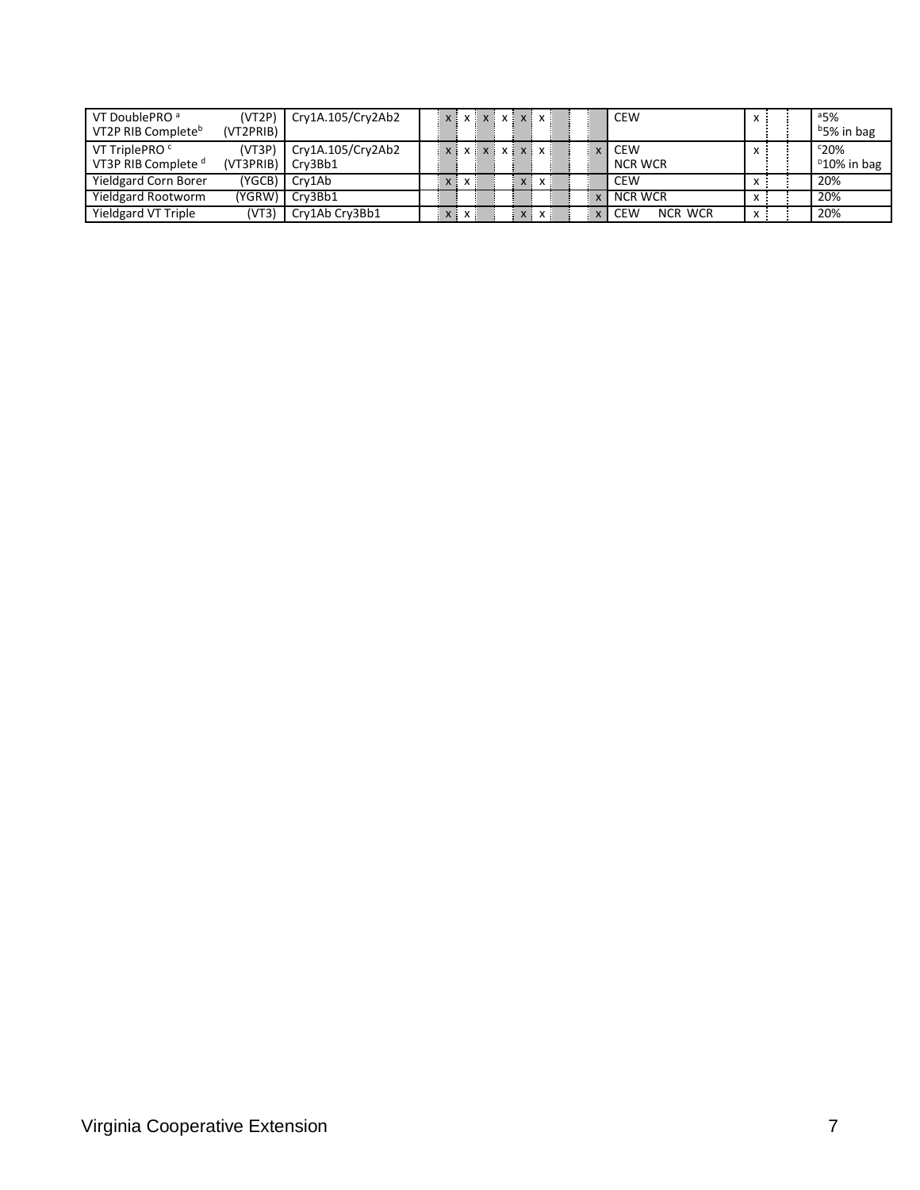| | | | | | | | | | | | | | | | |
|---|---|---|---|---|---|---|---|---|---|---|---|---|---|---|---|
| VT DoublePRO [a] (VT2P)<br>VT2P RIB Complete[b] (VT2PRIB) | Cry1A.105/Cry2Ab2 | x | x | x | x | x | x | | | | CEW | x | | | [a]5%<br>[b]5% in bag |
| VT TriplePRO [c] (VT3P)<br>VT3P RIB Complete [d] (VT3PRIB) | Cry1A.105/Cry2Ab2<br>Cry3Bb1 | x | x | x | x | x | x | | | x | CEW<br>NCR WCR | x | | | [c]20%<br>[D]10% in bag |
| Yieldgard Corn Borer (YGCB) | Cry1Ab | x | x | | | x | x | | | | CEW | x | | | 20% |
| Yieldgard Rootworm (YGRW) | Cry3Bb1 | | | | | | | | | x | NCR WCR | x | | | 20% |
| Yieldgard VT Triple (VT3) | Cry1Ab Cry3Bb1 | x | x | | | x | x | | | x | CEW NCR WCR | x | | | 20% |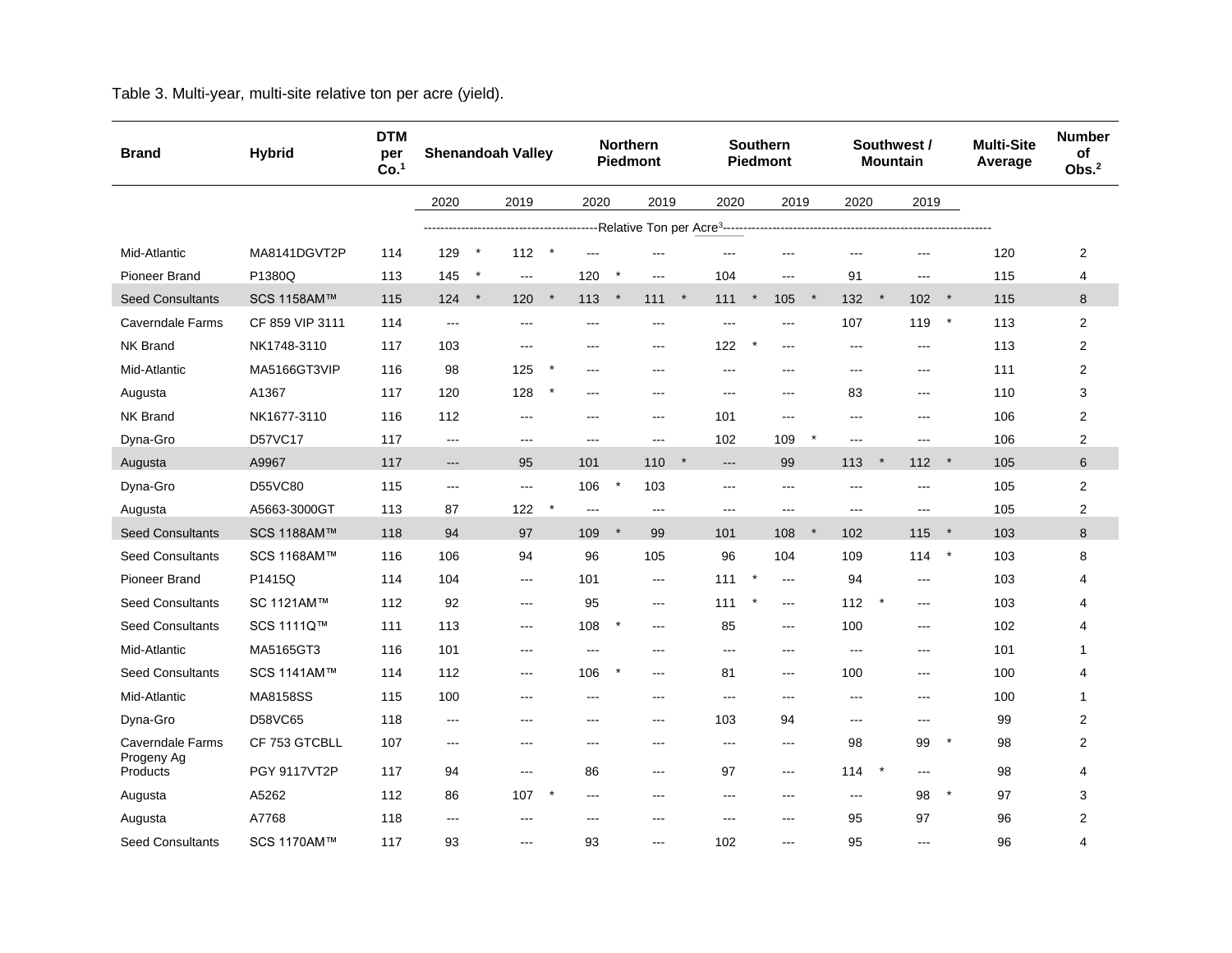Table 3. Multi-year, multi-site relative ton per acre (yield).

| Brand | Hybrid | DTM per Co.[1] | Shenandoah Valley | | Northern Piedmont | | Southern Piedmont | | Southwest / Mountain | | Multi-Site Average | Number of Obs.[2] |
|---|---|---|---|---|---|---|---|---|---|---|---|---|
| | | | 2020 | 2019 | 2020 | 2019 | 2020 | 2019 | 2020 | 2019 | | |
| | | | Relative Ton per Acre[3] | | | | | | | | | |
| Mid-Atlantic | MA8141DGVT2P | 114 | 129 * | 112 * | --- | --- | --- | --- | --- | --- | 120 | 2 |
| Pioneer Brand | P1380Q | 113 | 145 * | --- | 120 * | --- | 104 | --- | 91 | --- | 115 | 4 |
| Seed Consultants | SCS 1158AM™ | 115 | 124 * | 120 * | 113 * | 111 * | 111 * | 105 * | 132 * | 102 * | 115 | 8 |
| Caverndale Farms | CF 859 VIP 3111 | 114 | --- | --- | --- | --- | --- | --- | 107 | 119 * | 113 | 2 |
| NK Brand | NK1748-3110 | 117 | 103 | --- | --- | --- | 122 * | --- | --- | --- | 113 | 2 |
| Mid-Atlantic | MA5166GT3VIP | 116 | 98 | 125 * | --- | --- | --- | --- | --- | --- | 111 | 2 |
| Augusta | A1367 | 117 | 120 | 128 * | --- | --- | --- | --- | 83 | --- | 110 | 3 |
| NK Brand | NK1677-3110 | 116 | 112 | --- | --- | --- | 101 | --- | --- | --- | 106 | 2 |
| Dyna-Gro | D57VC17 | 117 | --- | --- | --- | --- | 102 | 109 * | --- | --- | 106 | 2 |
| Augusta | A9967 | 117 | --- | 95 | 101 | 110 * | --- | 99 | 113 * | 112 * | 105 | 6 |
| Dyna-Gro | D55VC80 | 115 | --- | --- | 106 * | 103 | --- | --- | --- | --- | 105 | 2 |
| Augusta | A5663-3000GT | 113 | 87 | 122 * | --- | --- | --- | --- | --- | --- | 105 | 2 |
| Seed Consultants | SCS 1188AM™ | 118 | 94 | 97 | 109 * | 99 | 101 | 108 * | 102 | 115 * | 103 | 8 |
| Seed Consultants | SCS 1168AM™ | 116 | 106 | 94 | 96 | 105 | 96 | 104 | 109 | 114 * | 103 | 8 |
| Pioneer Brand | P1415Q | 114 | 104 | --- | 101 | --- | 111 * | --- | 94 | --- | 103 | 4 |
| Seed Consultants | SC 1121AM™ | 112 | 92 | --- | 95 | --- | 111 * | --- | 112 * | --- | 103 | 4 |
| Seed Consultants | SCS 1111Q™ | 111 | 113 | --- | 108 * | --- | 85 | --- | 100 | --- | 102 | 4 |
| Mid-Atlantic | MA5165GT3 | 116 | 101 | --- | --- | --- | --- | --- | --- | --- | 101 | 1 |
| Seed Consultants | SCS 1141AM™ | 114 | 112 | --- | 106 * | --- | 81 | --- | 100 | --- | 100 | 4 |
| Mid-Atlantic | MA8158SS | 115 | 100 | --- | --- | --- | --- | --- | --- | --- | 100 | 1 |
| Dyna-Gro | D58VC65 | 118 | --- | --- | --- | --- | 103 | 94 | --- | --- | 99 | 2 |
| Caverndale Farms | CF 753 GTCBLL | 107 | --- | --- | --- | --- | --- | --- | 98 | 99 * | 98 | 2 |
| Progeny Ag Products | PGY 9117VT2P | 117 | 94 | --- | 86 | --- | 97 | --- | 114 * | --- | 98 | 4 |
| Augusta | A5262 | 112 | 86 | 107 * | --- | --- | --- | --- | --- | 98 * | 97 | 3 |
| Augusta | A7768 | 118 | --- | --- | --- | --- | --- | --- | 95 | 97 | 96 | 2 |
| Seed Consultants | SCS 1170AM™ | 117 | 93 | --- | 93 | --- | 102 | --- | 95 | --- | 96 | 4 |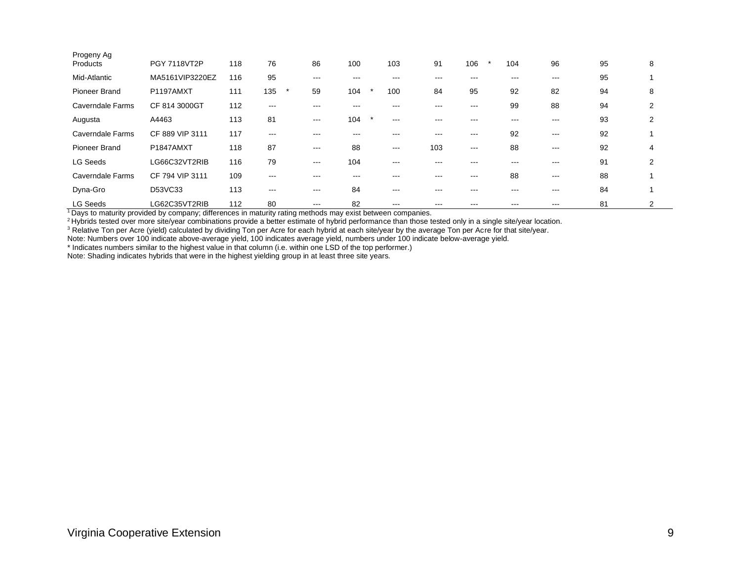| | | | | | | | | | | | | |
|---|---|---|---|---|---|---|---|---|---|---|---|---|
| Progeny Ag Products | PGY 7118VT2P | 118 | 76 | 86 | 100 | 103 | 91 | 106 * | 104 | 96 | 95 | 8 |
| Mid-Atlantic | MA5161VIP3220EZ | 116 | 95 | --- | --- | --- | --- | --- | --- | --- | 95 | 1 |
| Pioneer Brand | P1197AMXT | 111 | 135 * | 59 | 104 * | 100 | 84 | 95 | 92 | 82 | 94 | 8 |
| Caverndale Farms | CF 814 3000GT | 112 | --- | --- | --- | --- | --- | --- | 99 | 88 | 94 | 2 |
| Augusta | A4463 | 113 | 81 | --- | 104 * | --- | --- | --- | --- | --- | 93 | 2 |
| Caverndale Farms | CF 889 VIP 3111 | 117 | --- | --- | --- | --- | --- | --- | 92 | --- | 92 | 1 |
| Pioneer Brand | P1847AMXT | 118 | 87 | --- | 88 | --- | 103 | --- | 88 | --- | 92 | 4 |
| LG Seeds | LG66C32VT2RIB | 116 | 79 | --- | 104 | --- | --- | --- | --- | --- | 91 | 2 |
| Caverndale Farms | CF 794 VIP 3111 | 109 | --- | --- | --- | --- | --- | --- | 88 | --- | 88 | 1 |
| Dyna-Gro | D53VC33 | 113 | --- | --- | 84 | --- | --- | --- | --- | --- | 84 | 1 |
| LG Seeds | LG62C35VT2RIB | 112 | 80 | --- | 82 | --- | --- | --- | --- | --- | 81 | 2 |

[1] Days to maturity provided by company; differences in maturity rating methods may exist between companies.

[2] Hybrids tested over more site/year combinations provide a better estimate of hybrid performance than those tested only in a single site/year location.

[3] Relative Ton per Acre (yield) calculated by dividing Ton per Acre for each hybrid at each site/year by the average Ton per Acre for that site/year.

Note: Numbers over 100 indicate above-average yield, 100 indicates average yield, numbers under 100 indicate below-average yield.

* Indicates numbers similar to the highest value in that column (i.e. within one LSD of the top performer.)

Note: Shading indicates hybrids that were in the highest yielding group in at least three site years.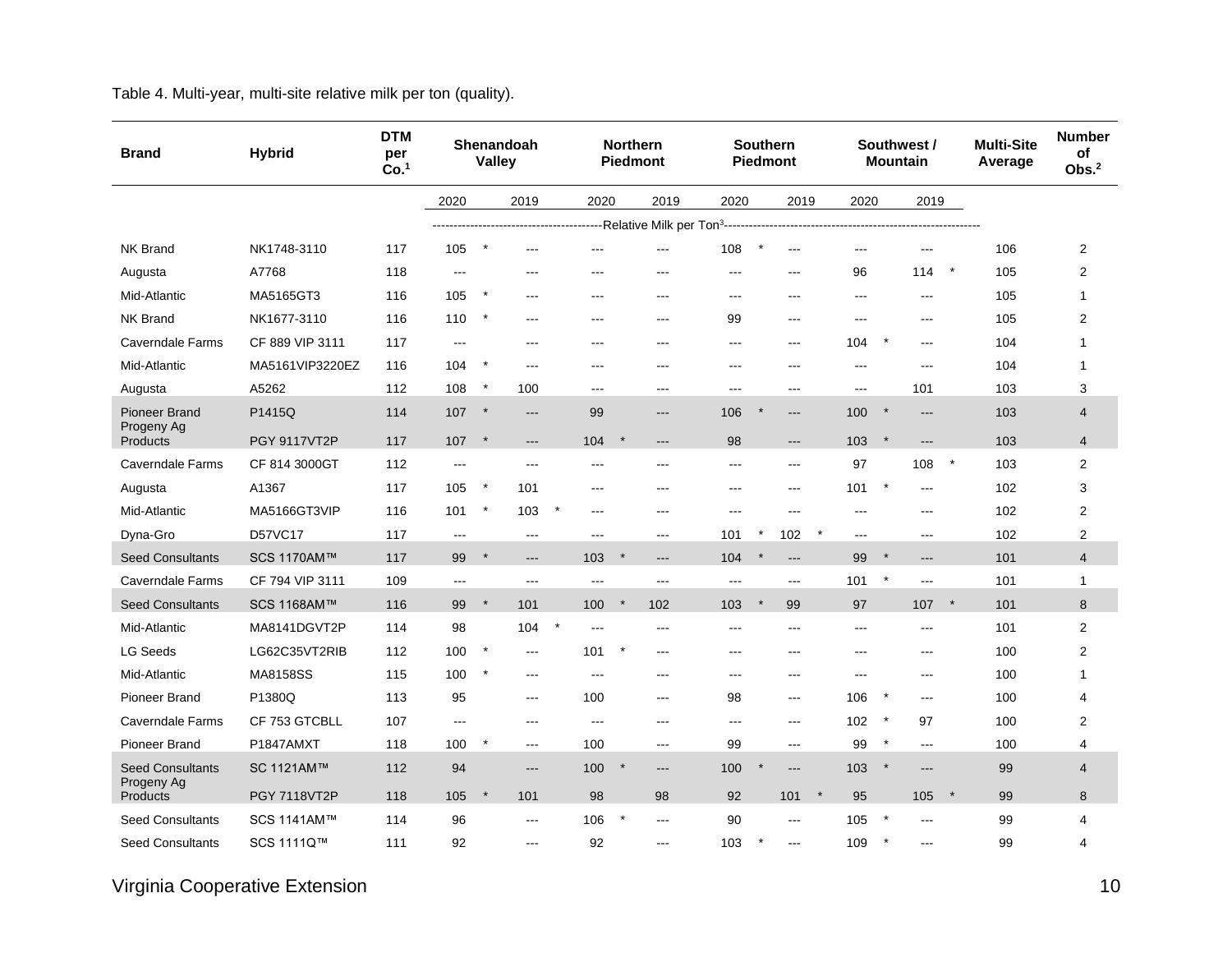Table 4. Multi-year, multi-site relative milk per ton (quality).

| Brand | Hybrid | DTM per Co.[1] | Shenandoah Valley | | Northern Piedmont | | Southern Piedmont | | Southwest / Mountain | | Multi-Site Average | Number of Obs.[2] |
|---|---|---|---|---|---|---|---|---|---|---|---|---|
| | | | 2020 | 2019 | 2020 | 2019 | 2020 | 2019 | 2020 | 2019 | | |
| | | | Relative Milk per Ton[3] | | | | | | | | | |
| NK Brand | NK1748-3110 | 117 | 105 * | --- | --- | --- | 108 * | --- | --- | --- | 106 | 2 |
| Augusta | A7768 | 118 | --- | --- | --- | --- | --- | --- | 96 | 114 * | 105 | 2 |
| Mid-Atlantic | MA5165GT3 | 116 | 105 * | --- | --- | --- | --- | --- | --- | --- | 105 | 1 |
| NK Brand | NK1677-3110 | 116 | 110 * | --- | --- | --- | 99 | --- | --- | --- | 105 | 2 |
| Caverndale Farms | CF 889 VIP 3111 | 117 | --- | --- | --- | --- | --- | --- | 104 * | --- | 104 | 1 |
| Mid-Atlantic | MA5161VIP3220EZ | 116 | 104 * | --- | --- | --- | --- | --- | --- | --- | 104 | 1 |
| Augusta | A5262 | 112 | 108 * | 100 | --- | --- | --- | --- | --- | 101 | 103 | 3 |
| Pioneer Brand | P1415Q | 114 | 107 * | --- | 99 | --- | 106 * | --- | 100 * | --- | 103 | 4 |
| Progeny Ag Products | PGY 9117VT2P | 117 | 107 * | --- | 104 * | --- | 98 | --- | 103 * | --- | 103 | 4 |
| Caverndale Farms | CF 814 3000GT | 112 | --- | --- | --- | --- | --- | --- | 97 | 108 * | 103 | 2 |
| Augusta | A1367 | 117 | 105 * | 101 | --- | --- | --- | --- | 101 * | --- | 102 | 3 |
| Mid-Atlantic | MA5166GT3VIP | 116 | 101 * | 103 * | --- | --- | --- | --- | --- | --- | 102 | 2 |
| Dyna-Gro | D57VC17 | 117 | --- | --- | --- | --- | 101 * | 102 * | --- | --- | 102 | 2 |
| Seed Consultants | SCS 1170AM™ | 117 | 99 * | --- | 103 * | --- | 104 * | --- | 99 * | --- | 101 | 4 |
| Caverndale Farms | CF 794 VIP 3111 | 109 | --- | --- | --- | --- | --- | --- | 101 * | --- | 101 | 1 |
| Seed Consultants | SCS 1168AM™ | 116 | 99 * | 101 | 100 * | 102 | 103 * | 99 | 97 | 107 * | 101 | 8 |
| Mid-Atlantic | MA8141DGVT2P | 114 | 98 | 104 * | --- | --- | --- | --- | --- | --- | 101 | 2 |
| LG Seeds | LG62C35VT2RIB | 112 | 100 * | --- | 101 * | --- | --- | --- | --- | --- | 100 | 2 |
| Mid-Atlantic | MA8158SS | 115 | 100 * | --- | --- | --- | --- | --- | --- | --- | 100 | 1 |
| Pioneer Brand | P1380Q | 113 | 95 | --- | 100 | --- | 98 | --- | 106 * | --- | 100 | 4 |
| Caverndale Farms | CF 753 GTCBLL | 107 | --- | --- | --- | --- | --- | --- | 102 * | 97 | 100 | 2 |
| Pioneer Brand | P1847AMXT | 118 | 100 * | --- | 100 | --- | 99 | --- | 99 * | --- | 100 | 4 |
| Seed Consultants | SC 1121AM™ | 112 | 94 | --- | 100 * | --- | 100 * | --- | 103 * | --- | 99 | 4 |
| Progeny Ag Products | PGY 7118VT2P | 118 | 105 * | 101 | 98 | 98 | 92 | 101 * | 95 | 105 * | 99 | 8 |
| Seed Consultants | SCS 1141AM™ | 114 | 96 | --- | 106 * | --- | 90 | --- | 105 * | --- | 99 | 4 |
| Seed Consultants | SCS 1111Q™ | 111 | 92 | --- | 92 | --- | 103 * | --- | 109 * | --- | 99 | 4 |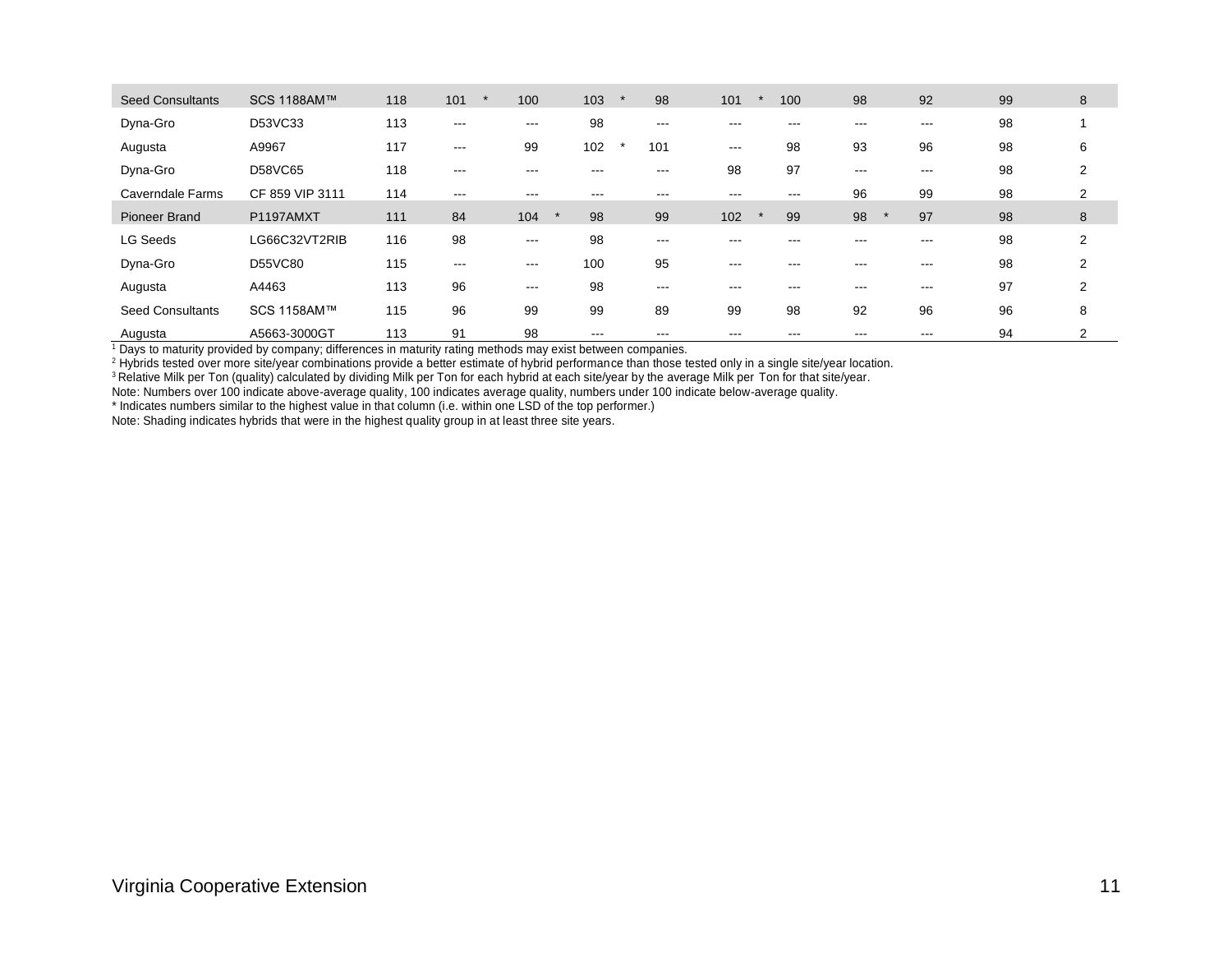| | | | | | | | | | | | | |
|---|---|---|---|---|---|---|---|---|---|---|---|---|
| Seed Consultants | SCS 1188AM™ | 118 | 101 * | 100 | 103 * | 98 | 101 * | 100 | 98 | 92 | 99 | 8 |
| Dyna-Gro | D53VC33 | 113 | --- | --- | 98 | --- | --- | --- | --- | --- | 98 | 1 |
| Augusta | A9967 | 117 | --- | 99 | 102 * | 101 | --- | 98 | 93 | 96 | 98 | 6 |
| Dyna-Gro | D58VC65 | 118 | --- | --- | --- | --- | 98 | 97 | --- | --- | 98 | 2 |
| Caverndale Farms | CF 859 VIP 3111 | 114 | --- | --- | --- | --- | --- | --- | 96 | 99 | 98 | 2 |
| Pioneer Brand | P1197AMXT | 111 | 84 | 104 * | 98 | 99 | 102 * | 99 | 98 * | 97 | 98 | 8 |
| LG Seeds | LG66C32VT2RIB | 116 | 98 | --- | 98 | --- | --- | --- | --- | --- | 98 | 2 |
| Dyna-Gro | D55VC80 | 115 | --- | --- | 100 | 95 | --- | --- | --- | --- | 98 | 2 |
| Augusta | A4463 | 113 | 96 | --- | 98 | --- | --- | --- | --- | --- | 97 | 2 |
| Seed Consultants | SCS 1158AM™ | 115 | 96 | 99 | 99 | 89 | 99 | 98 | 92 | 96 | 96 | 8 |
| Augusta | A5663-3000GT | 113 | 91 | 98 | --- | --- | --- | --- | --- | --- | 94 | 2 |

[1] Days to maturity provided by company; differences in maturity rating methods may exist between companies.

[2] Hybrids tested over more site/year combinations provide a better estimate of hybrid performance than those tested only in a single site/year location.

[3] Relative Milk per Ton (quality) calculated by dividing Milk per Ton for each hybrid at each site/year by the average Milk per Ton for that site/year.

Note: Numbers over 100 indicate above-average quality, 100 indicates average quality, numbers under 100 indicate below-average quality.

* Indicates numbers similar to the highest value in that column (i.e. within one LSD of the top performer.)

Note: Shading indicates hybrids that were in the highest quality group in at least three site years.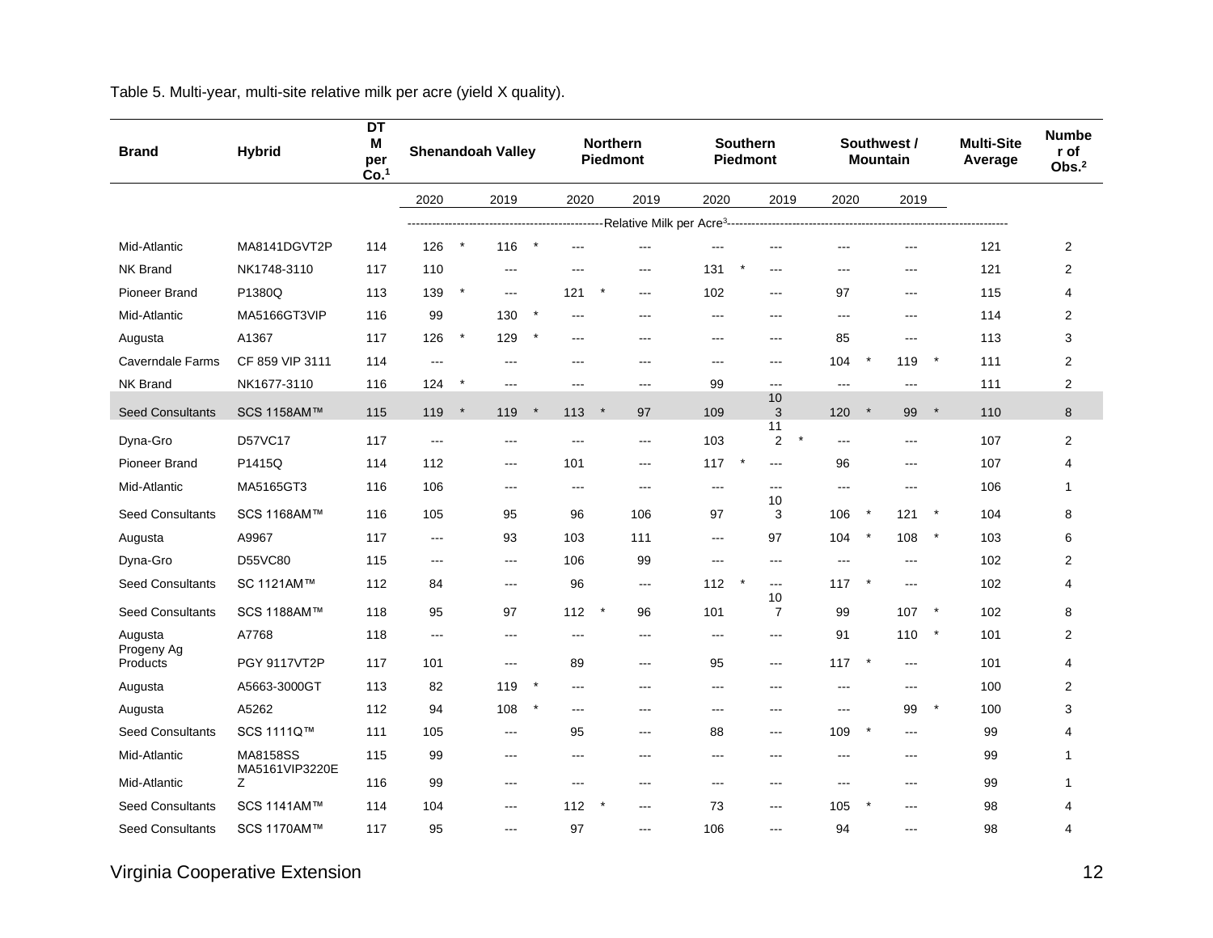Table 5. Multi-year, multi-site relative milk per acre (yield X quality).

| Brand | Hybrid | DTM per Co.[1] | Shenandoah Valley | | Northern Piedmont | | Southern Piedmont | | Southwest / Mountain | | Multi-Site Average | Number of Obs.[2] |
|---|---|---|---|---|---|---|---|---|---|---|---|---|
| | | | 2020 | 2019 | 2020 | 2019 | 2020 | 2019 | 2020 | 2019 | | |
| | | | Relative Milk per Acre[3] | | | | | | | | | |
| Mid-Atlantic | MA8141DGVT2P | 114 | 126 * | 116 * | --- | --- | --- | --- | --- | --- | 121 | 2 |
| NK Brand | NK1748-3110 | 117 | 110 | --- | --- | --- | 131 * | --- | --- | --- | 121 | 2 |
| Pioneer Brand | P1380Q | 113 | 139 * | --- | 121 * | --- | 102 | --- | 97 | --- | 115 | 4 |
| Mid-Atlantic | MA5166GT3VIP | 116 | 99 | 130 * | --- | --- | --- | --- | --- | --- | 114 | 2 |
| Augusta | A1367 | 117 | 126 * | 129 * | --- | --- | --- | --- | 85 | --- | 113 | 3 |
| Caverndale Farms | CF 859 VIP 3111 | 114 | --- | --- | --- | --- | --- | --- | 104 * | 119 * | 111 | 2 |
| NK Brand | NK1677-3110 | 116 | 124 * | --- | --- | --- | 99 | --- | --- | --- | 111 | 2 |
| Seed Consultants | SCS 1158AM™ | 115 | 119 * | 119 * | 113 * | 97 | 109 | 103 | 120 * | 99 * | 110 | 8 |
| Dyna-Gro | D57VC17 | 117 | --- | --- | --- | --- | 103 | 112 * | --- | --- | 107 | 2 |
| Pioneer Brand | P1415Q | 114 | 112 | --- | 101 | --- | 117 * | --- | 96 | --- | 107 | 4 |
| Mid-Atlantic | MA5165GT3 | 116 | 106 | --- | --- | --- | --- | --- | --- | --- | 106 | 1 |
| Seed Consultants | SCS 1168AM™ | 116 | 105 | 95 | 96 | 106 | 97 | 103 | 106 * | 121 * | 104 | 8 |
| Augusta | A9967 | 117 | --- | 93 | 103 | 111 | --- | 97 | 104 * | 108 * | 103 | 6 |
| Dyna-Gro | D55VC80 | 115 | --- | --- | 106 | 99 | --- | --- | --- | --- | 102 | 2 |
| Seed Consultants | SC 1121AM™ | 112 | 84 | --- | 96 | --- | 112 * | --- | 117 * | --- | 102 | 4 |
| Seed Consultants | SCS 1188AM™ | 118 | 95 | 97 | 112 * | 96 | 101 | 107 | 99 | 107 * | 102 | 8 |
| Augusta | A7768 | 118 | --- | --- | --- | --- | --- | --- | 91 | 110 * | 101 | 2 |
| Progeny Ag Products | PGY 9117VT2P | 117 | 101 | --- | 89 | --- | 95 | --- | 117 * | --- | 101 | 4 |
| Augusta | A5663-3000GT | 113 | 82 | 119 * | --- | --- | --- | --- | --- | --- | 100 | 2 |
| Augusta | A5262 | 112 | 94 | 108 * | --- | --- | --- | --- | --- | 99 * | 100 | 3 |
| Seed Consultants | SCS 1111Q™ | 111 | 105 | --- | 95 | --- | 88 | --- | 109 * | --- | 99 | 4 |
| Mid-Atlantic | MA8158SS | 115 | 99 | --- | --- | --- | --- | --- | --- | --- | 99 | 1 |
| Mid-Atlantic | MA5161VIP3220EZ | 116 | 99 | --- | --- | --- | --- | --- | --- | --- | 99 | 1 |
| Seed Consultants | SCS 1141AM™ | 114 | 104 | --- | 112 * | --- | 73 | --- | 105 * | --- | 98 | 4 |
| Seed Consultants | SCS 1170AM™ | 117 | 95 | --- | 97 | --- | 106 | --- | 94 | --- | 98 | 4 |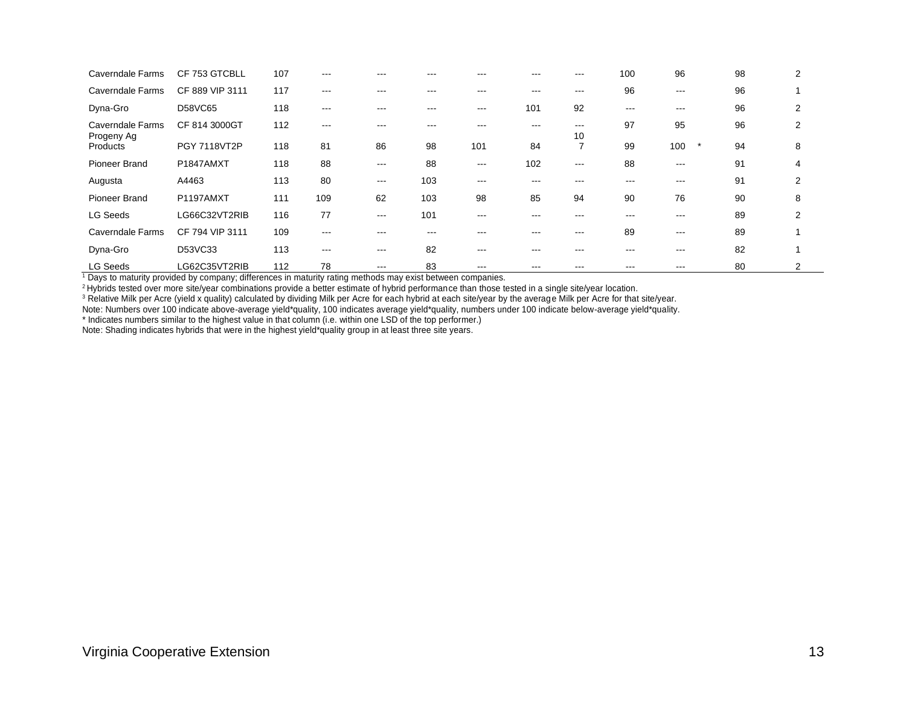| | | | | | | | | | | | | | |
|---|---|---|---|---|---|---|---|---|---|---|---|---|---|
| Caverndale Farms | CF 753 GTCBLL | 107 | --- | --- | --- | --- | --- | --- | 100 | 96 | | 98 | 2 |
| Caverndale Farms | CF 889 VIP 3111 | 117 | --- | --- | --- | --- | --- | --- | 96 | --- | | 96 | 1 |
| Dyna-Gro | D58VC65 | 118 | --- | --- | --- | --- | 101 | 92 | --- | --- | | 96 | 2 |
| Caverndale Farms | CF 814 3000GT | 112 | --- | --- | --- | --- | --- | --- | 97 | 95 | | 96 | 2 |
| Progeny Ag Products | PGY 7118VT2P | 118 | 81 | 86 | 98 | 101 | 84 | 107 | 99 | 100 | * | 94 | 8 |
| Pioneer Brand | P1847AMXT | 118 | 88 | --- | 88 | --- | 102 | --- | 88 | --- | | 91 | 4 |
| Augusta | A4463 | 113 | 80 | --- | 103 | --- | --- | --- | --- | --- | | 91 | 2 |
| Pioneer Brand | P1197AMXT | 111 | 109 | 62 | 103 | 98 | 85 | 94 | 90 | 76 | | 90 | 8 |
| LG Seeds | LG66C32VT2RIB | 116 | 77 | --- | 101 | --- | --- | --- | --- | --- | | 89 | 2 |
| Caverndale Farms | CF 794 VIP 3111 | 109 | --- | --- | --- | --- | --- | --- | 89 | --- | | 89 | 1 |
| Dyna-Gro | D53VC33 | 113 | --- | --- | 82 | --- | --- | --- | --- | --- | | 82 | 1 |
| LG Seeds | LG62C35VT2RIB | 112 | 78 | --- | 83 | --- | --- | --- | --- | --- | | 80 | 2 |

[1] Days to maturity provided by company; differences in maturity rating methods may exist between companies.

[2] Hybrids tested over more site/year combinations provide a better estimate of hybrid performance than those tested in a single site/year location.

[3] Relative Milk per Acre (yield x quality) calculated by dividing Milk per Acre for each hybrid at each site/year by the average Milk per Acre for that site/year.

Note: Numbers over 100 indicate above-average yield*quality, 100 indicates average yield*quality, numbers under 100 indicate below-average yield*quality.

* Indicates numbers similar to the highest value in that column (i.e. within one LSD of the top performer.)

Note: Shading indicates hybrids that were in the highest yield*quality group in at least three site years.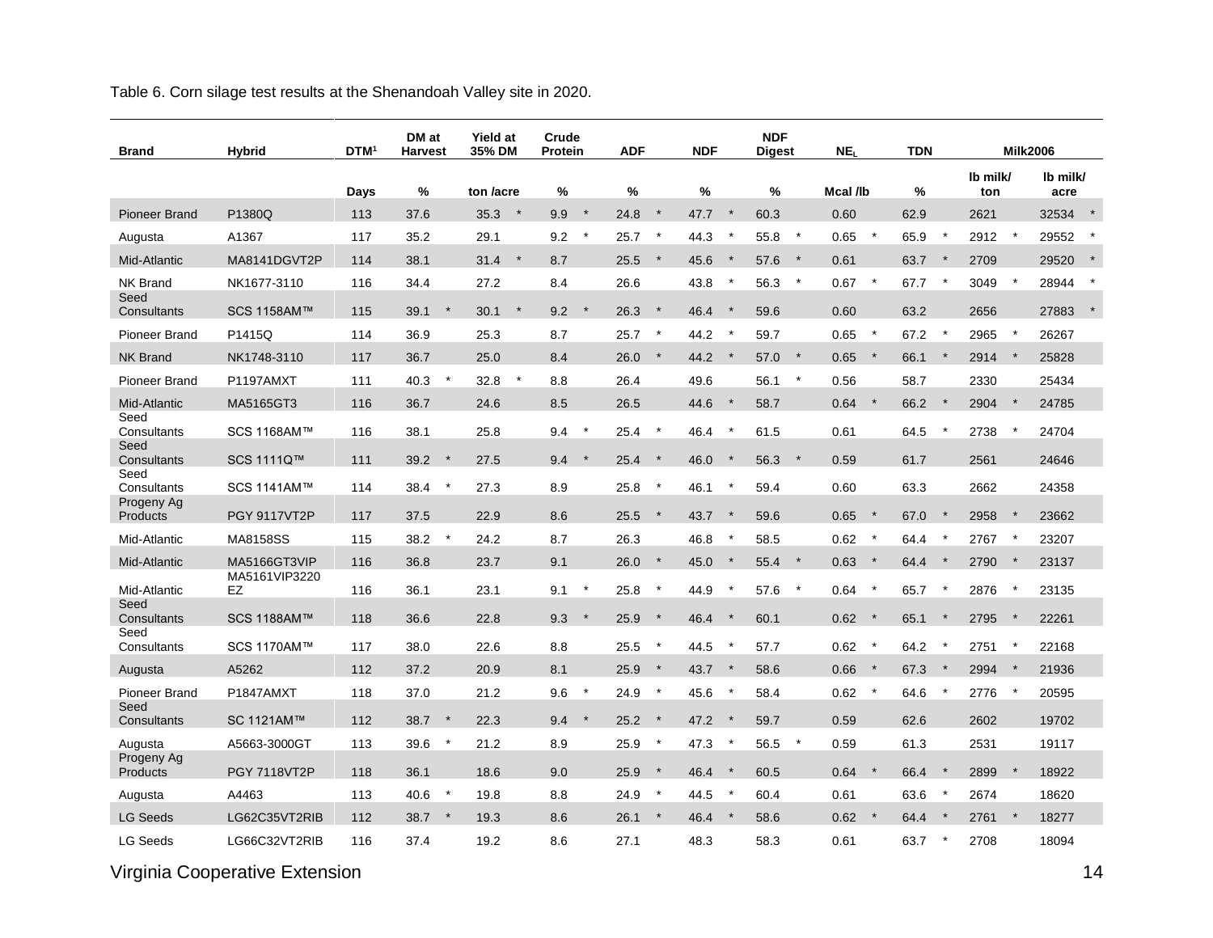Table 6. Corn silage test results at the Shenandoah Valley site in 2020.

| Brand | Hybrid | DTM[1] | DM at Harvest | | Yield at 35% DM | | Crude Protein | | ADF | | NDF | | NDF Digest | | $NE_L$ | | TDN | | Milk2006 | | | |
|---|---|---|---|---|---|---|---|---|---|---|---|---|---|---|---|---|---|---|---|---|---|---|
| | | Days | % | | ton /acre | | % | | % | | % | | % | | Mcal /lb | | % | | lb milk/ ton | | lb milk/ acre | |
| Pioneer Brand | P1380Q | 113 | 37.6 | | 35.3 | * | 9.9 | * | 24.8 | * | 47.7 | * | 60.3 | | 0.60 | | 62.9 | | 2621 | | 32534 | * |
| Augusta | A1367 | 117 | 35.2 | | 29.1 | | 9.2 | * | 25.7 | * | 44.3 | * | 55.8 | * | 0.65 | * | 65.9 | * | 2912 | * | 29552 | * |
| Mid-Atlantic | MA8141DGVT2P | 114 | 38.1 | | 31.4 | * | 8.7 | | 25.5 | * | 45.6 | * | 57.6 | * | 0.61 | | 63.7 | * | 2709 | | 29520 | * |
| NK Brand | NK1677-3110 | 116 | 34.4 | | 27.2 | | 8.4 | | 26.6 | | 43.8 | * | 56.3 | * | 0.67 | * | 67.7 | * | 3049 | * | 28944 | * |
| Seed Consultants | SCS 1158AM™ | 115 | 39.1 | * | 30.1 | * | 9.2 | * | 26.3 | * | 46.4 | * | 59.6 | | 0.60 | | 63.2 | | 2656 | | 27883 | * |
| Pioneer Brand | P1415Q | 114 | 36.9 | | 25.3 | | 8.7 | | 25.7 | * | 44.2 | * | 59.7 | | 0.65 | * | 67.2 | * | 2965 | * | 26267 | |
| NK Brand | NK1748-3110 | 117 | 36.7 | | 25.0 | | 8.4 | | 26.0 | * | 44.2 | * | 57.0 | * | 0.65 | * | 66.1 | * | 2914 | * | 25828 | |
| Pioneer Brand | P1197AMXT | 111 | 40.3 | * | 32.8 | * | 8.8 | | 26.4 | | 49.6 | | 56.1 | * | 0.56 | | 58.7 | | 2330 | | 25434 | |
| Mid-Atlantic | MA5165GT3 | 116 | 36.7 | | 24.6 | | 8.5 | | 26.5 | | 44.6 | * | 58.7 | | 0.64 | * | 66.2 | * | 2904 | * | 24785 | |
| Seed Consultants | SCS 1168AM™ | 116 | 38.1 | | 25.8 | | 9.4 | * | 25.4 | * | 46.4 | * | 61.5 | | 0.61 | | 64.5 | * | 2738 | * | 24704 | |
| Seed Consultants | SCS 1111Q™ | 111 | 39.2 | * | 27.5 | | 9.4 | * | 25.4 | * | 46.0 | * | 56.3 | * | 0.59 | | 61.7 | | 2561 | | 24646 | |
| Seed Consultants | SCS 1141AM™ | 114 | 38.4 | * | 27.3 | | 8.9 | | 25.8 | * | 46.1 | * | 59.4 | | 0.60 | | 63.3 | | 2662 | | 24358 | |
| Progeny Ag Products | PGY 9117VT2P | 117 | 37.5 | | 22.9 | | 8.6 | | 25.5 | * | 43.7 | * | 59.6 | | 0.65 | * | 67.0 | * | 2958 | * | 23662 | |
| Mid-Atlantic | MA8158SS | 115 | 38.2 | * | 24.2 | | 8.7 | | 26.3 | | 46.8 | * | 58.5 | | 0.62 | * | 64.4 | * | 2767 | * | 23207 | |
| Mid-Atlantic | MA5166GT3VIP | 116 | 36.8 | | 23.7 | | 9.1 | | 26.0 | * | 45.0 | * | 55.4 | * | 0.63 | * | 64.4 | * | 2790 | * | 23137 | |
| Mid-Atlantic | MA5161VIP3220 EZ | 116 | 36.1 | | 23.1 | | 9.1 | * | 25.8 | * | 44.9 | * | 57.6 | * | 0.64 | * | 65.7 | * | 2876 | * | 23135 | |
| Seed Consultants | SCS 1188AM™ | 118 | 36.6 | | 22.8 | | 9.3 | * | 25.9 | * | 46.4 | * | 60.1 | | 0.62 | * | 65.1 | * | 2795 | * | 22261 | |
| Seed Consultants | SCS 1170AM™ | 117 | 38.0 | | 22.6 | | 8.8 | | 25.5 | * | 44.5 | * | 57.7 | | 0.62 | * | 64.2 | * | 2751 | * | 22168 | |
| Augusta | A5262 | 112 | 37.2 | | 20.9 | | 8.1 | | 25.9 | * | 43.7 | * | 58.6 | | 0.66 | * | 67.3 | * | 2994 | * | 21936 | |
| Pioneer Brand | P1847AMXT | 118 | 37.0 | | 21.2 | | 9.6 | * | 24.9 | * | 45.6 | * | 58.4 | | 0.62 | * | 64.6 | * | 2776 | * | 20595 | |
| Seed Consultants | SC 1121AM™ | 112 | 38.7 | * | 22.3 | | 9.4 | * | 25.2 | * | 47.2 | * | 59.7 | | 0.59 | | 62.6 | | 2602 | | 19702 | |
| Augusta | A5663-3000GT | 113 | 39.6 | * | 21.2 | | 8.9 | | 25.9 | * | 47.3 | * | 56.5 | * | 0.59 | | 61.3 | | 2531 | | 19117 | |
| Progeny Ag Products | PGY 7118VT2P | 118 | 36.1 | | 18.6 | | 9.0 | | 25.9 | * | 46.4 | * | 60.5 | | 0.64 | * | 66.4 | * | 2899 | * | 18922 | |
| Augusta | A4463 | 113 | 40.6 | * | 19.8 | | 8.8 | | 24.9 | * | 44.5 | * | 60.4 | | 0.61 | | 63.6 | * | 2674 | | 18620 | |
| LG Seeds | LG62C35VT2RIB | 112 | 38.7 | * | 19.3 | | 8.6 | | 26.1 | * | 46.4 | * | 58.6 | | 0.62 | * | 64.4 | * | 2761 | * | 18277 | |
| LG Seeds | LG66C32VT2RIB | 116 | 37.4 | | 19.2 | | 8.6 | | 27.1 | | 48.3 | | 58.3 | | 0.61 | | 63.7 | * | 2708 | | 18094 | |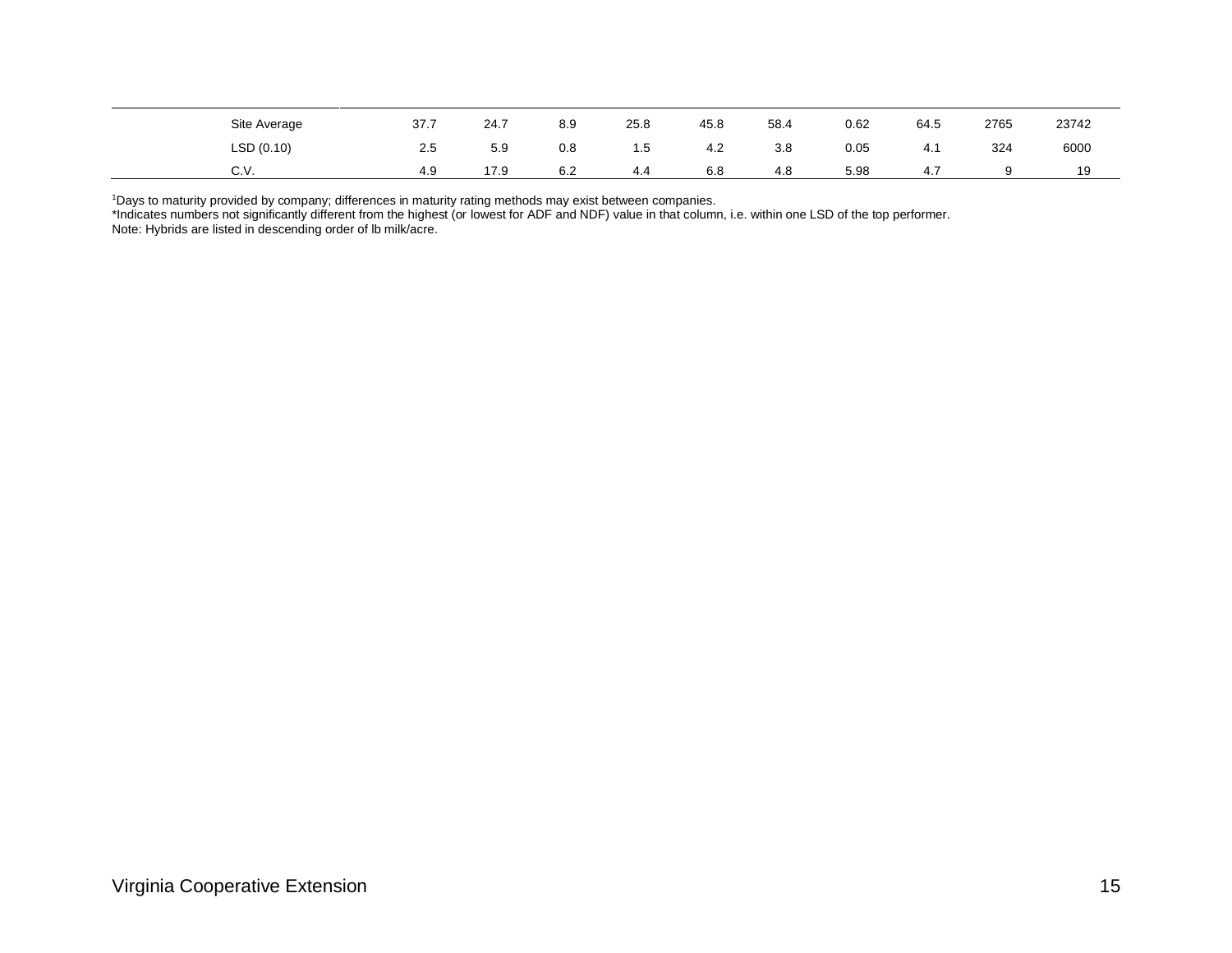|  |  |  |  |  |  |  |  |  |  |  |  |
|---|---|---|---|---|---|---|---|---|---|---|---|
|  | Site Average | 37.7 | 24.7 | 8.9 | 25.8 | 45.8 | 58.4 | 0.62 | 64.5 | 2765 | 23742 |
|  | LSD (0.10) | 2.5 | 5.9 | 0.8 | 1.5 | 4.2 | 3.8 | 0.05 | 4.1 | 324 | 6000 |
|  | C.V. | 4.9 | 17.9 | 6.2 | 4.4 | 6.8 | 4.8 | 5.98 | 4.7 | 9 | 19 |

[1]Days to maturity provided by company; differences in maturity rating methods may exist between companies.
*Indicates numbers not significantly different from the highest (or lowest for ADF and NDF) value in that column, i.e. within one LSD of the top performer.
Note: Hybrids are listed in descending order of lb milk/acre.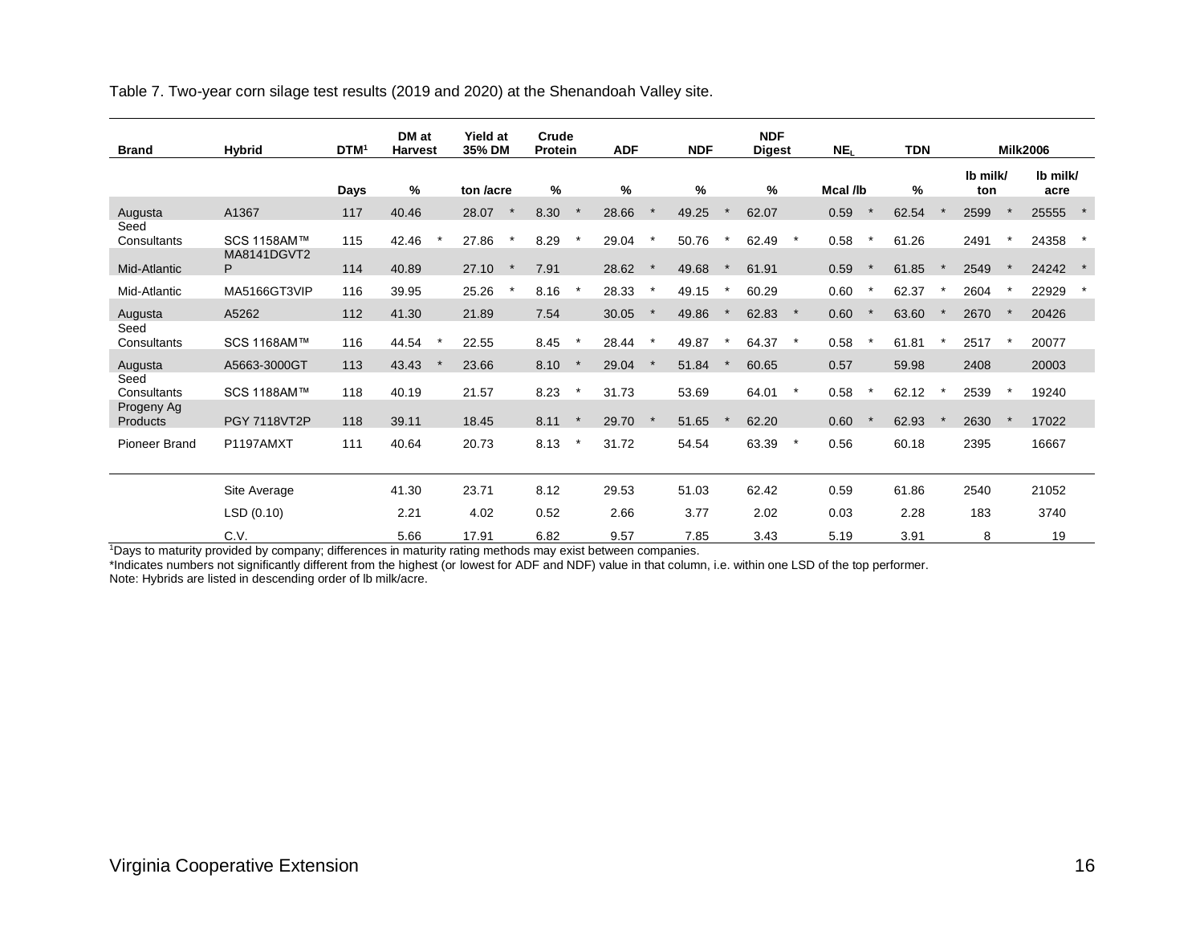Table 7. Two-year corn silage test results (2019 and 2020) at the Shenandoah Valley site.

| Brand | Hybrid | DTM[1] | DM at Harvest | Yield at 35% DM | Crude Protein | ADF | NDF | NDF Digest | $NE_L$ | TDN | Milk2006 | |
|---|---|---|---|---|---|---|---|---|---|---|---|---|
| | | Days | % | ton /acre | % | % | % | % | Mcal /lb | % | lb milk/ ton | lb milk/ acre |
| Augusta | A1367 | 117 | 40.46 | 28.07 * | 8.30 * | 28.66 * | 49.25 * | 62.07 | 0.59 * | 62.54 * | 2599 * | 25555 * |
| Seed Consultants | SCS 1158AM™ | 115 | 42.46 * | 27.86 * | 8.29 * | 29.04 * | 50.76 * | 62.49 * | 0.58 * | 61.26 | 2491 * | 24358 * |
| Mid-Atlantic | MA8141DGVT2P | 114 | 40.89 | 27.10 * | 7.91 | 28.62 * | 49.68 * | 61.91 | 0.59 * | 61.85 * | 2549 * | 24242 * |
| Mid-Atlantic | MA5166GT3VIP | 116 | 39.95 | 25.26 * | 8.16 * | 28.33 * | 49.15 * | 60.29 | 0.60 * | 62.37 * | 2604 * | 22929 * |
| Augusta | A5262 | 112 | 41.30 | 21.89 | 7.54 | 30.05 * | 49.86 * | 62.83 * | 0.60 * | 63.60 * | 2670 * | 20426 |
| Seed Consultants | SCS 1168AM™ | 116 | 44.54 * | 22.55 | 8.45 * | 28.44 * | 49.87 * | 64.37 * | 0.58 * | 61.81 * | 2517 * | 20077 |
| Augusta | A5663-3000GT | 113 | 43.43 * | 23.66 | 8.10 * | 29.04 * | 51.84 * | 60.65 | 0.57 | 59.98 | 2408 | 20003 |
| Seed Consultants | SCS 1188AM™ | 118 | 40.19 | 21.57 | 8.23 * | 31.73 | 53.69 | 64.01 * | 0.58 * | 62.12 * | 2539 * | 19240 |
| Progeny Ag Products | PGY 7118VT2P | 118 | 39.11 | 18.45 | 8.11 * | 29.70 * | 51.65 * | 62.20 | 0.60 * | 62.93 * | 2630 * | 17022 |
| Pioneer Brand | P1197AMXT | 111 | 40.64 | 20.73 | 8.13 * | 31.72 | 54.54 | 63.39 * | 0.56 | 60.18 | 2395 | 16667 |
| | Site Average | | 41.30 | 23.71 | 8.12 | 29.53 | 51.03 | 62.42 | 0.59 | 61.86 | 2540 | 21052 |
| | LSD (0.10) | | 2.21 | 4.02 | 0.52 | 2.66 | 3.77 | 2.02 | 0.03 | 2.28 | 183 | 3740 |
| | C.V. | | 5.66 | 17.91 | 6.82 | 9.57 | 7.85 | 3.43 | 5.19 | 3.91 | 8 | 19 |

[1]Days to maturity provided by company; differences in maturity rating methods may exist between companies.

*Indicates numbers not significantly different from the highest (or lowest for ADF and NDF) value in that column, i.e. within one LSD of the top performer.

Note: Hybrids are listed in descending order of lb milk/acre.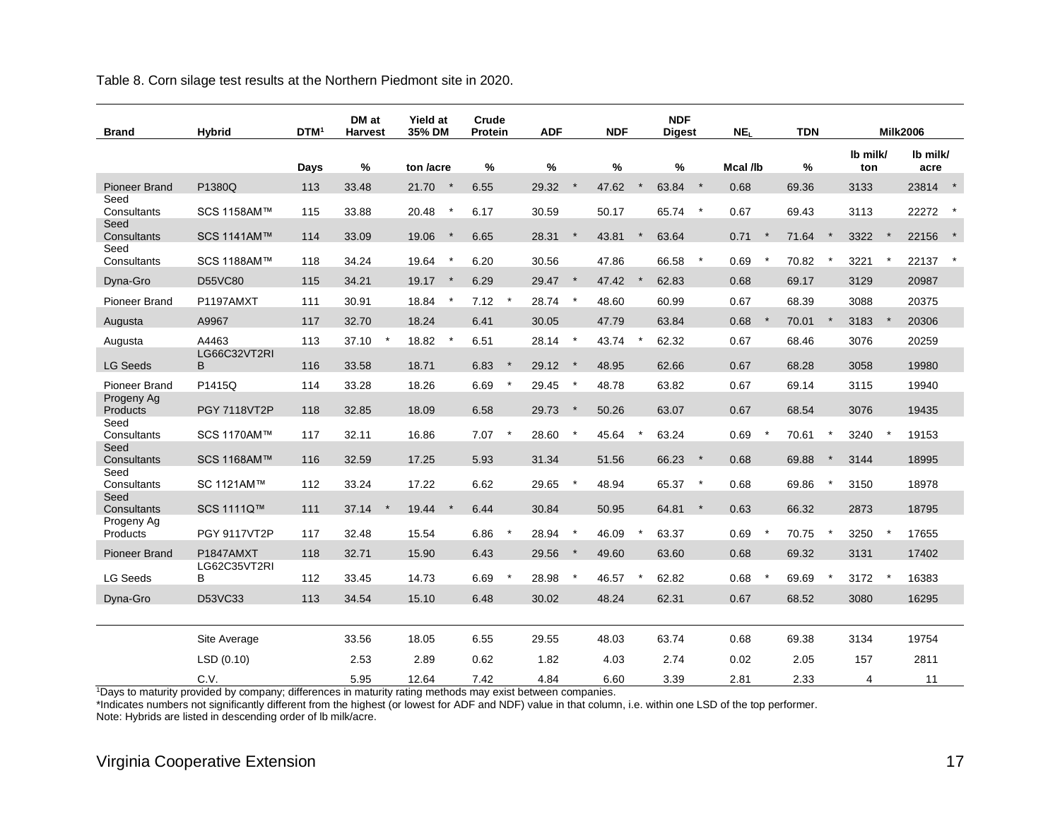Table 8. Corn silage test results at the Northern Piedmont site in 2020.

| Brand | Hybrid | DTM[1] | DM at Harvest | | Yield at 35% DM | | Crude Protein | | ADF | | NDF | | NDF Digest | | $NE_L$ | | TDN | | Milk2006 | | | |
|---|---|---|---|---|---|---|---|---|---|---|---|---|---|---|---|---|---|---|---|---|---|---|
| | | Days | % | | ton /acre | | % | | % | | % | | % | | Mcal /lb | | % | | lb milk/ ton | | lb milk/ acre | |
| Pioneer Brand | P1380Q | 113 | 33.48 | | 21.70 | * | 6.55 | | 29.32 | * | 47.62 | * | 63.84 | * | 0.68 | | 69.36 | | 3133 | | 23814 | * |
| Seed Consultants | SCS 1158AM™ | 115 | 33.88 | | 20.48 | * | 6.17 | | 30.59 | | 50.17 | | 65.74 | * | 0.67 | | 69.43 | | 3113 | | 22272 | * |
| Seed Consultants | SCS 1141AM™ | 114 | 33.09 | | 19.06 | * | 6.65 | | 28.31 | * | 43.81 | * | 63.64 | | 0.71 | * | 71.64 | * | 3322 | * | 22156 | * |
| Seed Consultants | SCS 1188AM™ | 118 | 34.24 | | 19.64 | * | 6.20 | | 30.56 | | 47.86 | | 66.58 | * | 0.69 | * | 70.82 | * | 3221 | * | 22137 | * |
| Dyna-Gro | D55VC80 | 115 | 34.21 | | 19.17 | * | 6.29 | | 29.47 | * | 47.42 | * | 62.83 | | 0.68 | | 69.17 | | 3129 | | 20987 | |
| Pioneer Brand | P1197AMXT | 111 | 30.91 | | 18.84 | * | 7.12 | * | 28.74 | * | 48.60 | | 60.99 | | 0.67 | | 68.39 | | 3088 | | 20375 | |
| Augusta | A9967 | 117 | 32.70 | | 18.24 | | 6.41 | | 30.05 | | 47.79 | | 63.84 | | 0.68 | * | 70.01 | * | 3183 | * | 20306 | |
| Augusta | A4463 | 113 | 37.10 | * | 18.82 | * | 6.51 | | 28.14 | * | 43.74 | * | 62.32 | | 0.67 | | 68.46 | | 3076 | | 20259 | |
| LG Seeds | LG66C32VT2RIB | 116 | 33.58 | | 18.71 | | 6.83 | * | 29.12 | * | 48.95 | | 62.66 | | 0.67 | | 68.28 | | 3058 | | 19980 | |
| Pioneer Brand | P1415Q | 114 | 33.28 | | 18.26 | | 6.69 | * | 29.45 | * | 48.78 | | 63.82 | | 0.67 | | 69.14 | | 3115 | | 19940 | |
| Progeny Ag Products | PGY 7118VT2P | 118 | 32.85 | | 18.09 | | 6.58 | | 29.73 | * | 50.26 | | 63.07 | | 0.67 | | 68.54 | | 3076 | | 19435 | |
| Seed Consultants | SCS 1170AM™ | 117 | 32.11 | | 16.86 | | 7.07 | * | 28.60 | * | 45.64 | * | 63.24 | | 0.69 | * | 70.61 | * | 3240 | * | 19153 | |
| Seed Consultants | SCS 1168AM™ | 116 | 32.59 | | 17.25 | | 5.93 | | 31.34 | | 51.56 | | 66.23 | * | 0.68 | | 69.88 | * | 3144 | | 18995 | |
| Seed Consultants | SC 1121AM™ | 112 | 33.24 | | 17.22 | | 6.62 | | 29.65 | * | 48.94 | | 65.37 | * | 0.68 | | 69.86 | * | 3150 | | 18978 | |
| Seed Consultants | SCS 1111Q™ | 111 | 37.14 | * | 19.44 | * | 6.44 | | 30.84 | | 50.95 | | 64.81 | * | 0.63 | | 66.32 | | 2873 | | 18795 | |
| Progeny Ag Products | PGY 9117VT2P | 117 | 32.48 | | 15.54 | | 6.86 | * | 28.94 | * | 46.09 | * | 63.37 | | 0.69 | * | 70.75 | * | 3250 | * | 17655 | |
| Pioneer Brand | P1847AMXT | 118 | 32.71 | | 15.90 | | 6.43 | | 29.56 | * | 49.60 | | 63.60 | | 0.68 | | 69.32 | | 3131 | | 17402 | |
| LG Seeds | LG62C35VT2RIB | 112 | 33.45 | | 14.73 | | 6.69 | * | 28.98 | * | 46.57 | * | 62.82 | | 0.68 | * | 69.69 | * | 3172 | * | 16383 | |
| Dyna-Gro | D53VC33 | 113 | 34.54 | | 15.10 | | 6.48 | | 30.02 | | 48.24 | | 62.31 | | 0.67 | | 68.52 | | 3080 | | 16295 | |
| | Site Average | | 33.56 | | 18.05 | | 6.55 | | 29.55 | | 48.03 | | 63.74 | | 0.68 | | 69.38 | | 3134 | | 19754 | |
| | LSD (0.10) | | 2.53 | | 2.89 | | 0.62 | | 1.82 | | 4.03 | | 2.74 | | 0.02 | | 2.05 | | 157 | | 2811 | |
| | C.V. | | 5.95 | | 12.64 | | 7.42 | | 4.84 | | 6.60 | | 3.39 | | 2.81 | | 2.33 | | 4 | | 11 | |

[1]Days to maturity provided by company; differences in maturity rating methods may exist between companies.

*Indicates numbers not significantly different from the highest (or lowest for ADF and NDF) value in that column, i.e. within one LSD of the top performer.

Note: Hybrids are listed in descending order of lb milk/acre.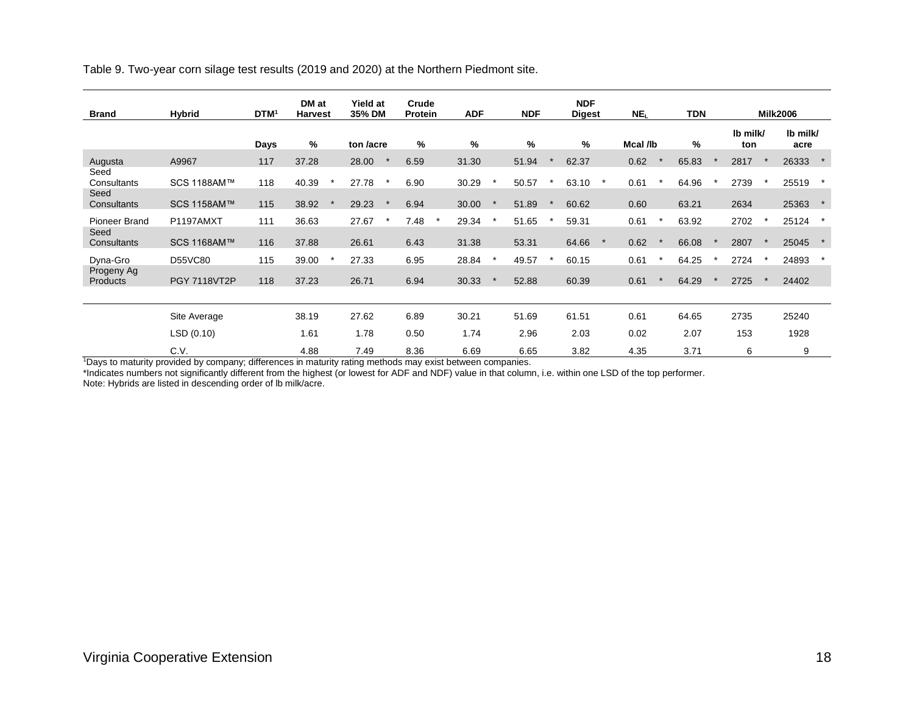Table 9. Two-year corn silage test results (2019 and 2020) at the Northern Piedmont site.

| Brand | Hybrid | DTM[1] | DM at Harvest | | Yield at 35% DM | | Crude Protein | | ADF | | NDF | | NDF Digest | | NE$_L$ | | TDN | | Milk2006 | | | |
|---|---|---|---|---|---|---|---|---|---|---|---|---|---|---|---|---|---|---|---|---|---|---|
| | | Days | % | | ton /acre | | % | | % | | % | | % | | Mcal /lb | | % | | lb milk/ ton | | lb milk/ acre | |
| Augusta | A9967 | 117 | 37.28 | | 28.00 | * | 6.59 | | 31.30 | | 51.94 | * | 62.37 | | 0.62 | * | 65.83 | * | 2817 | * | 26333 | * |
| Seed Consultants | SCS 1188AM™ | 118 | 40.39 | * | 27.78 | * | 6.90 | | 30.29 | * | 50.57 | * | 63.10 | * | 0.61 | * | 64.96 | * | 2739 | * | 25519 | * |
| Seed Consultants | SCS 1158AM™ | 115 | 38.92 | * | 29.23 | * | 6.94 | | 30.00 | * | 51.89 | * | 60.62 | | 0.60 | | 63.21 | | 2634 | | 25363 | * |
| Pioneer Brand | P1197AMXT | 111 | 36.63 | | 27.67 | * | 7.48 | * | 29.34 | * | 51.65 | * | 59.31 | | 0.61 | * | 63.92 | | 2702 | * | 25124 | * |
| Seed Consultants | SCS 1168AM™ | 116 | 37.88 | | 26.61 | | 6.43 | | 31.38 | | 53.31 | | 64.66 | * | 0.62 | * | 66.08 | * | 2807 | * | 25045 | * |
| Dyna-Gro | D55VC80 | 115 | 39.00 | * | 27.33 | | 6.95 | | 28.84 | * | 49.57 | * | 60.15 | | 0.61 | * | 64.25 | * | 2724 | * | 24893 | * |
| Progeny Ag Products | PGY 7118VT2P | 118 | 37.23 | | 26.71 | | 6.94 | | 30.33 | * | 52.88 | | 60.39 | | 0.61 | * | 64.29 | * | 2725 | * | 24402 | |
| | Site Average | | 38.19 | | 27.62 | | 6.89 | | 30.21 | | 51.69 | | 61.51 | | 0.61 | | 64.65 | | 2735 | | 25240 | |
| | LSD (0.10) | | 1.61 | | 1.78 | | 0.50 | | 1.74 | | 2.96 | | 2.03 | | 0.02 | | 2.07 | | 153 | | 1928 | |
| | C.V. | | 4.88 | | 7.49 | | 8.36 | | 6.69 | | 6.65 | | 3.82 | | 4.35 | | 3.71 | | 6 | | 9 | |

[1]Days to maturity provided by company; differences in maturity rating methods may exist between companies.

*Indicates numbers not significantly different from the highest (or lowest for ADF and NDF) value in that column, i.e. within one LSD of the top performer.

Note: Hybrids are listed in descending order of lb milk/acre.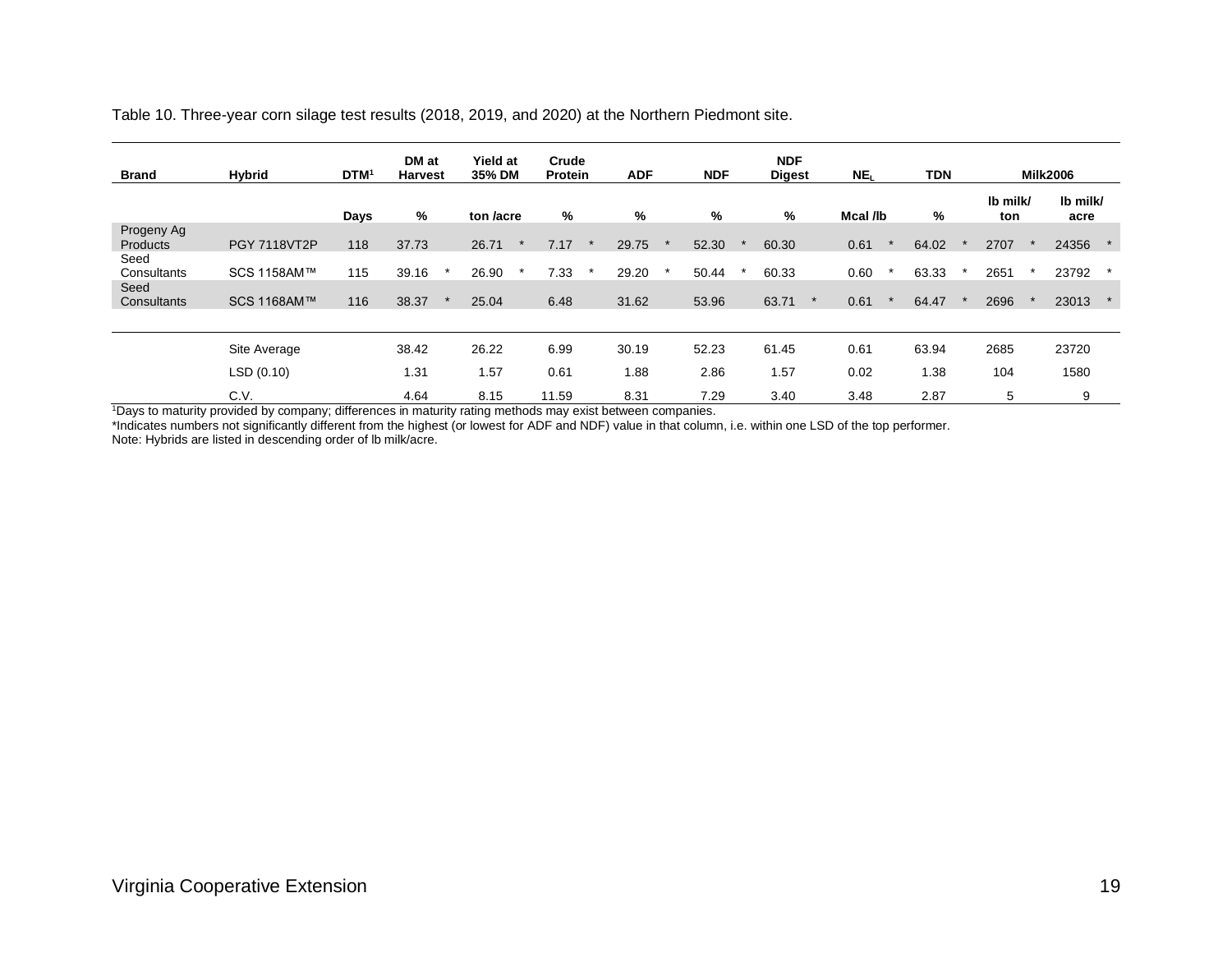Table 10. Three-year corn silage test results (2018, 2019, and 2020) at the Northern Piedmont site.

| Brand | Hybrid | DTM[1] | DM at Harvest | Yield at 35% DM | Crude Protein | ADF | NDF | NDF Digest | $NE_L$ | TDN | Milk2006 | |
|---|---|---|---|---|---|---|---|---|---|---|---|---|
| | | Days | % | ton /acre | % | % | % | % | Mcal /lb | % | lb milk/ ton | lb milk/ acre |
| Progeny Ag Products | PGY 7118VT2P | 118 | 37.73 | 26.71 * | 7.17 * | 29.75 * | 52.30 * | 60.30 | 0.61 * | 64.02 * | 2707 * | 24356 * |
| Seed Consultants | SCS 1158AM™ | 115 | 39.16 * | 26.90 * | 7.33 * | 29.20 * | 50.44 * | 60.33 | 0.60 * | 63.33 * | 2651 * | 23792 * |
| Seed Consultants | SCS 1168AM™ | 116 | 38.37 * | 25.04 | 6.48 | 31.62 | 53.96 | 63.71 * | 0.61 * | 64.47 * | 2696 * | 23013 * |
| | Site Average | | 38.42 | 26.22 | 6.99 | 30.19 | 52.23 | 61.45 | 0.61 | 63.94 | 2685 | 23720 |
| | LSD (0.10) | | 1.31 | 1.57 | 0.61 | 1.88 | 2.86 | 1.57 | 0.02 | 1.38 | 104 | 1580 |
| | C.V. | | 4.64 | 8.15 | 11.59 | 8.31 | 7.29 | 3.40 | 3.48 | 2.87 | 5 | 9 |

[1]Days to maturity provided by company; differences in maturity rating methods may exist between companies.
*Indicates numbers not significantly different from the highest (or lowest for ADF and NDF) value in that column, i.e. within one LSD of the top performer.
Note: Hybrids are listed in descending order of lb milk/acre.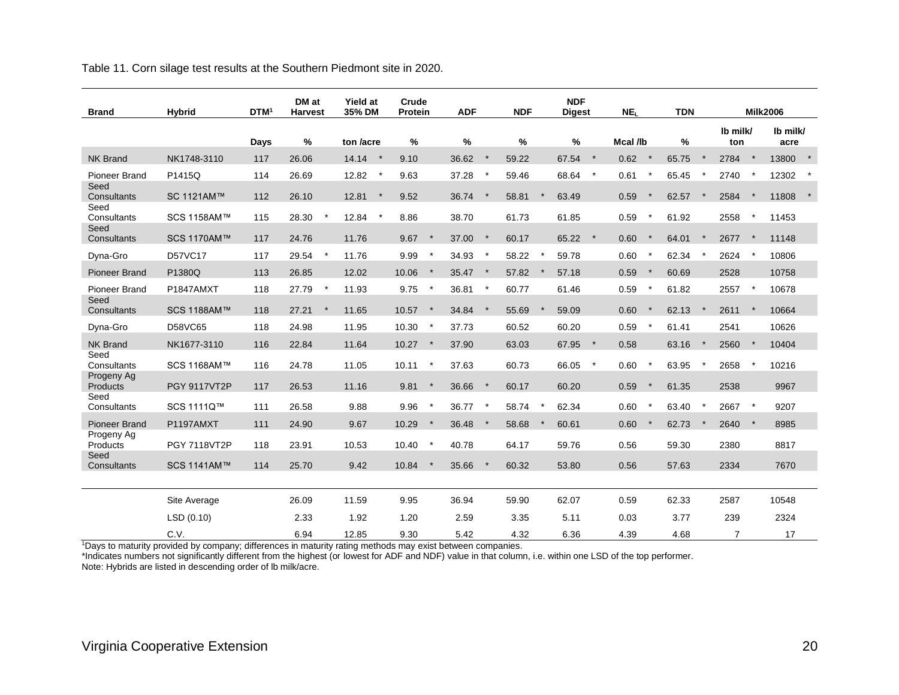Table 11. Corn silage test results at the Southern Piedmont site in 2020.

| Brand | Hybrid | DTM[1] | DM at Harvest | Yield at 35% DM | Crude Protein | ADF | NDF | NDF Digest | $NE_L$ | TDN | Milk2006 | |
|---|---|---|---|---|---|---|---|---|---|---|---|---|
| | | Days | % | ton /acre | % | % | % | % | Mcal /lb | % | lb milk/ ton | lb milk/ acre |
| NK Brand | NK1748-3110 | 117 | 26.06 | 14.14 * | 9.10 | 36.62 * | 59.22 | 67.54 * | 0.62 * | 65.75 * | 2784 * | 13800 * |
| Pioneer Brand | P1415Q | 114 | 26.69 | 12.82 * | 9.63 | 37.28 * | 59.46 | 68.64 * | 0.61 * | 65.45 * | 2740 * | 12302 * |
| Seed Consultants | SC 1121AM™ | 112 | 26.10 | 12.81 * | 9.52 | 36.74 * | 58.81 * | 63.49 | 0.59 * | 62.57 * | 2584 * | 11808 * |
| Seed Consultants | SCS 1158AM™ | 115 | 28.30 * | 12.84 * | 8.86 | 38.70 | 61.73 | 61.85 | 0.59 * | 61.92 | 2558 * | 11453 |
| Seed Consultants | SCS 1170AM™ | 117 | 24.76 | 11.76 | 9.67 * | 37.00 * | 60.17 | 65.22 * | 0.60 * | 64.01 * | 2677 * | 11148 |
| Dyna-Gro | D57VC17 | 117 | 29.54 * | 11.76 | 9.99 * | 34.93 * | 58.22 * | 59.78 | 0.60 * | 62.34 * | 2624 * | 10806 |
| Pioneer Brand | P1380Q | 113 | 26.85 | 12.02 | 10.06 * | 35.47 * | 57.82 * | 57.18 | 0.59 * | 60.69 | 2528 | 10758 |
| Pioneer Brand | P1847AMXT | 118 | 27.79 * | 11.93 | 9.75 * | 36.81 * | 60.77 | 61.46 | 0.59 * | 61.82 | 2557 * | 10678 |
| Seed Consultants | SCS 1188AM™ | 118 | 27.21 * | 11.65 | 10.57 * | 34.84 * | 55.69 * | 59.09 | 0.60 * | 62.13 * | 2611 * | 10664 |
| Dyna-Gro | D58VC65 | 118 | 24.98 | 11.95 | 10.30 * | 37.73 | 60.52 | 60.20 | 0.59 * | 61.41 | 2541 | 10626 |
| NK Brand | NK1677-3110 | 116 | 22.84 | 11.64 | 10.27 * | 37.90 | 63.03 | 67.95 * | 0.58 | 63.16 * | 2560 * | 10404 |
| Seed Consultants | SCS 1168AM™ | 116 | 24.78 | 11.05 | 10.11 * | 37.63 | 60.73 | 66.05 * | 0.60 * | 63.95 * | 2658 * | 10216 |
| Progeny Ag Products | PGY 9117VT2P | 117 | 26.53 | 11.16 | 9.81 * | 36.66 * | 60.17 | 60.20 | 0.59 * | 61.35 | 2538 | 9967 |
| Seed Consultants | SCS 1111Q™ | 111 | 26.58 | 9.88 | 9.96 * | 36.77 * | 58.74 * | 62.34 | 0.60 * | 63.40 * | 2667 * | 9207 |
| Pioneer Brand | P1197AMXT | 111 | 24.90 | 9.67 | 10.29 * | 36.48 * | 58.68 * | 60.61 | 0.60 * | 62.73 * | 2640 * | 8985 |
| Progeny Ag Products | PGY 7118VT2P | 118 | 23.91 | 10.53 | 10.40 * | 40.78 | 64.17 | 59.76 | 0.56 | 59.30 | 2380 | 8817 |
| Seed Consultants | SCS 1141AM™ | 114 | 25.70 | 9.42 | 10.84 * | 35.66 * | 60.32 | 53.80 | 0.56 | 57.63 | 2334 | 7670 |
| | Site Average | | 26.09 | 11.59 | 9.95 | 36.94 | 59.90 | 62.07 | 0.59 | 62.33 | 2587 | 10548 |
| | LSD (0.10) | | 2.33 | 1.92 | 1.20 | 2.59 | 3.35 | 5.11 | 0.03 | 3.77 | 239 | 2324 |
| | C.V. | | 6.94 | 12.85 | 9.30 | 5.42 | 4.32 | 6.36 | 4.39 | 4.68 | 7 | 17 |

[1]Days to maturity provided by company; differences in maturity rating methods may exist between companies.

*Indicates numbers not significantly different from the highest (or lowest for ADF and NDF) value in that column, i.e. within one LSD of the top performer.

Note: Hybrids are listed in descending order of lb milk/acre.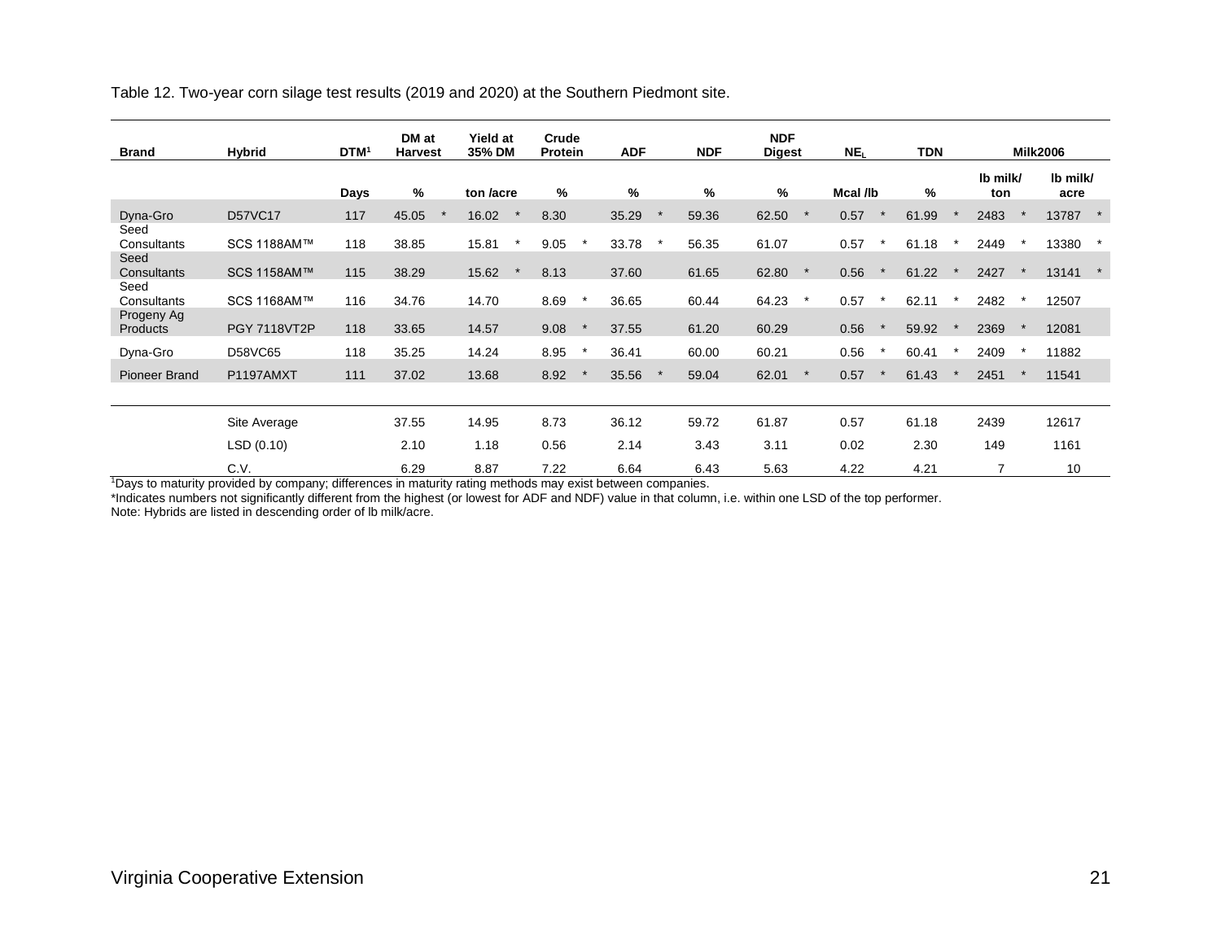Table 12. Two-year corn silage test results (2019 and 2020) at the Southern Piedmont site.

| Brand | Hybrid | DTM[1] | DM at Harvest | Yield at 35% DM | Crude Protein | ADF | NDF | NDF Digest | $NE_L$ | TDN | Milk2006 | |
|---|---|---|---|---|---|---|---|---|---|---|---|---|
| | | Days | % | ton /acre | % | % | % | % | Mcal /lb | % | lb milk/ ton | lb milk/ acre |
| Dyna-Gro | D57VC17 | 117 | 45.05 * | 16.02 * | 8.30 | 35.29 * | 59.36 | 62.50 * | 0.57 * | 61.99 * | 2483 * | 13787 * |
| Seed Consultants | SCS 1188AM™ | 118 | 38.85 | 15.81 * | 9.05 * | 33.78 * | 56.35 | 61.07 | 0.57 * | 61.18 * | 2449 * | 13380 * |
| Seed Consultants | SCS 1158AM™ | 115 | 38.29 | 15.62 * | 8.13 | 37.60 | 61.65 | 62.80 * | 0.56 * | 61.22 * | 2427 * | 13141 * |
| Seed Consultants | SCS 1168AM™ | 116 | 34.76 | 14.70 | 8.69 * | 36.65 | 60.44 | 64.23 * | 0.57 * | 62.11 * | 2482 * | 12507 |
| Progeny Ag Products | PGY 7118VT2P | 118 | 33.65 | 14.57 | 9.08 * | 37.55 | 61.20 | 60.29 | 0.56 * | 59.92 * | 2369 * | 12081 |
| Dyna-Gro | D58VC65 | 118 | 35.25 | 14.24 | 8.95 * | 36.41 | 60.00 | 60.21 | 0.56 * | 60.41 * | 2409 * | 11882 |
| Pioneer Brand | P1197AMXT | 111 | 37.02 | 13.68 | 8.92 * | 35.56 * | 59.04 | 62.01 * | 0.57 * | 61.43 * | 2451 * | 11541 |
| | Site Average | | 37.55 | 14.95 | 8.73 | 36.12 | 59.72 | 61.87 | 0.57 | 61.18 | 2439 | 12617 |
| | LSD (0.10) | | 2.10 | 1.18 | 0.56 | 2.14 | 3.43 | 3.11 | 0.02 | 2.30 | 149 | 1161 |
| | C.V. | | 6.29 | 8.87 | 7.22 | 6.64 | 6.43 | 5.63 | 4.22 | 4.21 | 7 | 10 |

[1]Days to maturity provided by company; differences in maturity rating methods may exist between companies.

*Indicates numbers not significantly different from the highest (or lowest for ADF and NDF) value in that column, i.e. within one LSD of the top performer.

Note: Hybrids are listed in descending order of lb milk/acre.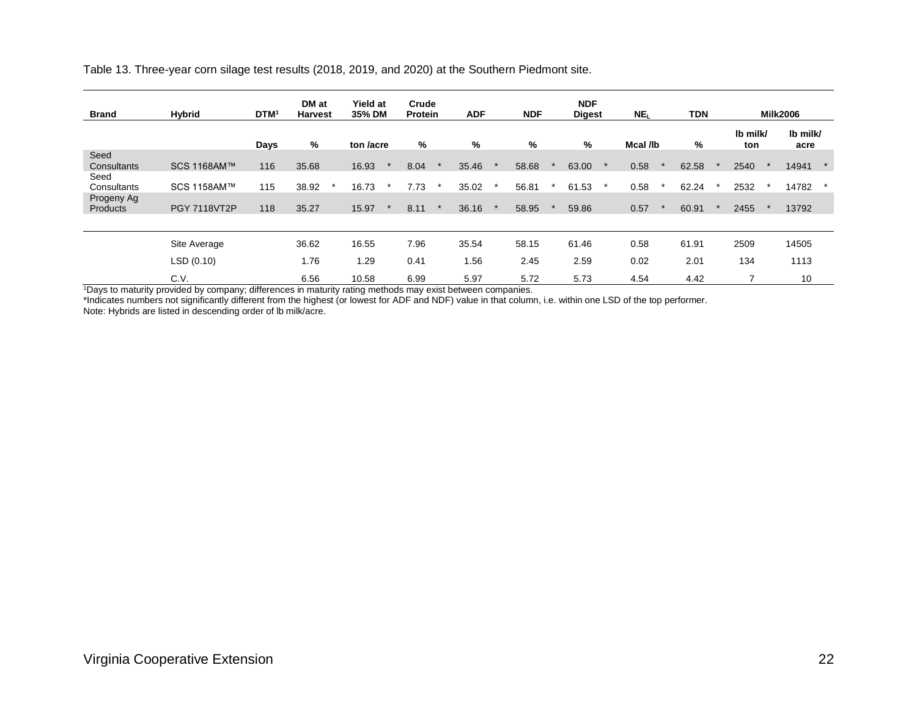Table 13. Three-year corn silage test results (2018, 2019, and 2020) at the Southern Piedmont site.

| Brand | Hybrid | DTM[1] | DM at Harvest | | Yield at 35% DM | | Crude Protein | | ADF | | NDF | | NDF Digest | | $NE_L$ | | TDN | | Milk2006 | | | |
|---|---|---|---|---|---|---|---|---|---|---|---|---|---|---|---|---|---|---|---|---|---|---|
| | | Days | % | | ton /acre | | % | | % | | % | | % | | Mcal /lb | | % | | lb milk/ ton | | lb milk/ acre | |
| Seed Consultants | SCS 1168AM™ | 116 | 35.68 | | 16.93 | * | 8.04 | * | 35.46 | * | 58.68 | * | 63.00 | * | 0.58 | * | 62.58 | * | 2540 | * | 14941 | * |
| Seed Consultants | SCS 1158AM™ | 115 | 38.92 | * | 16.73 | * | 7.73 | * | 35.02 | * | 56.81 | * | 61.53 | * | 0.58 | * | 62.24 | * | 2532 | * | 14782 | * |
| Progeny Ag Products | PGY 7118VT2P | 118 | 35.27 | | 15.97 | * | 8.11 | * | 36.16 | * | 58.95 | * | 59.86 | | 0.57 | * | 60.91 | * | 2455 | * | 13792 | |
| | Site Average | | 36.62 | | 16.55 | | 7.96 | | 35.54 | | 58.15 | | 61.46 | | 0.58 | | 61.91 | | 2509 | | 14505 | |
| | LSD (0.10) | | 1.76 | | 1.29 | | 0.41 | | 1.56 | | 2.45 | | 2.59 | | 0.02 | | 2.01 | | 134 | | 1113 | |
| | C.V. | | 6.56 | | 10.58 | | 6.99 | | 5.97 | | 5.72 | | 5.73 | | 4.54 | | 4.42 | | 7 | | 10 | |

[1]Days to maturity provided by company; differences in maturity rating methods may exist between companies.

*Indicates numbers not significantly different from the highest (or lowest for ADF and NDF) value in that column, i.e. within one LSD of the top performer.

Note: Hybrids are listed in descending order of lb milk/acre.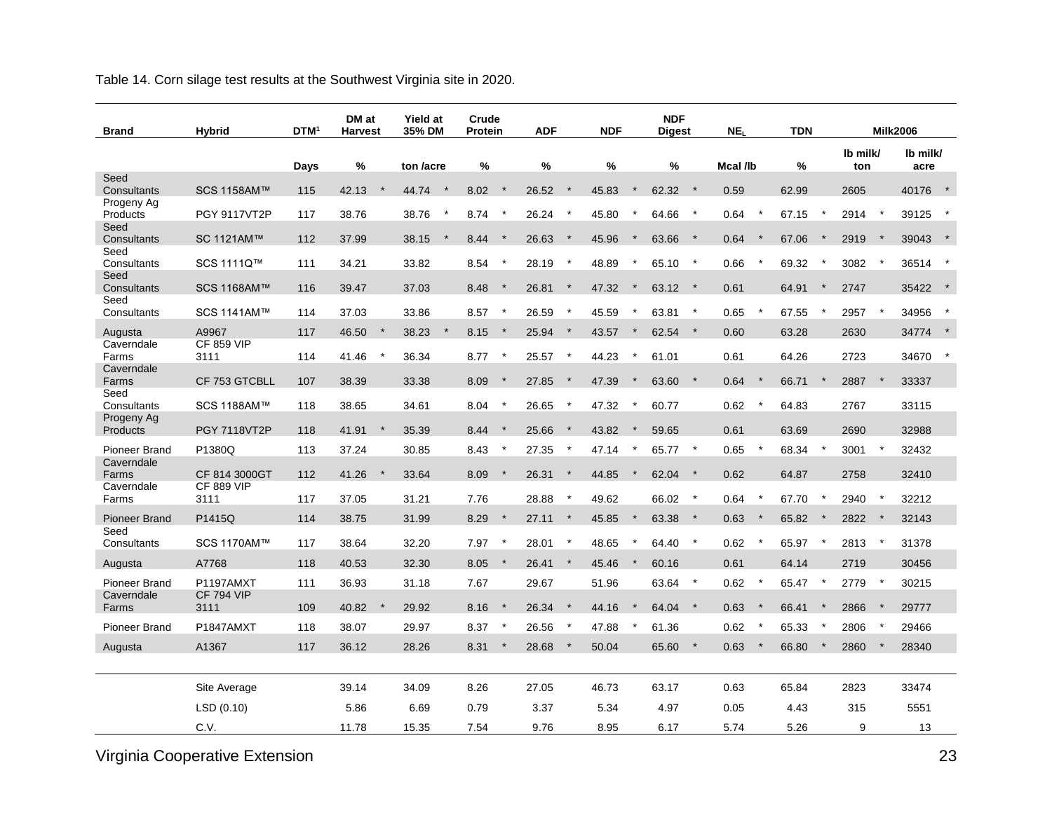Table 14. Corn silage test results at the Southwest Virginia site in 2020.

| Brand | Hybrid | DTM[1] | DM at Harvest | | Yield at 35% DM | | Crude Protein | | ADF | | NDF | | NDF Digest | | $NE_L$ | | TDN | | Milk2006 | | | |
|---|---|---|---|---|---|---|---|---|---|---|---|---|---|---|---|---|---|---|---|---|---|---|
| | | Days | % | | ton /acre | | % | | % | | % | | % | | Mcal /lb | | % | | lb milk/ ton | | lb milk/ acre | |
| Seed Consultants | SCS 1158AM™ | 115 | 42.13 | * | 44.74 | * | 8.02 | * | 26.52 | * | 45.83 | * | 62.32 | * | 0.59 | | 62.99 | | 2605 | | 40176 | * |
| Progeny Ag Products | PGY 9117VT2P | 117 | 38.76 | | 38.76 | * | 8.74 | * | 26.24 | * | 45.80 | * | 64.66 | * | 0.64 | * | 67.15 | * | 2914 | * | 39125 | * |
| Seed Consultants | SC 1121AM™ | 112 | 37.99 | | 38.15 | * | 8.44 | * | 26.63 | * | 45.96 | * | 63.66 | * | 0.64 | * | 67.06 | * | 2919 | * | 39043 | * |
| Seed Consultants | SCS 1111Q™ | 111 | 34.21 | | 33.82 | | 8.54 | * | 28.19 | * | 48.89 | * | 65.10 | * | 0.66 | * | 69.32 | * | 3082 | * | 36514 | * |
| Seed Consultants | SCS 1168AM™ | 116 | 39.47 | | 37.03 | | 8.48 | * | 26.81 | * | 47.32 | * | 63.12 | * | 0.61 | | 64.91 | * | 2747 | | 35422 | * |
| Seed Consultants | SCS 1141AM™ | 114 | 37.03 | | 33.86 | | 8.57 | * | 26.59 | * | 45.59 | * | 63.81 | * | 0.65 | * | 67.55 | * | 2957 | * | 34956 | * |
| Augusta | A9967 | 117 | 46.50 | * | 38.23 | * | 8.15 | * | 25.94 | * | 43.57 | * | 62.54 | * | 0.60 | | 63.28 | | 2630 | | 34774 | * |
| Caverndale Farms | CF 859 VIP 3111 | 114 | 41.46 | * | 36.34 | | 8.77 | * | 25.57 | * | 44.23 | * | 61.01 | | 0.61 | | 64.26 | | 2723 | | 34670 | * |
| Caverndale Farms | CF 753 GTCBLL | 107 | 38.39 | | 33.38 | | 8.09 | * | 27.85 | * | 47.39 | * | 63.60 | * | 0.64 | * | 66.71 | * | 2887 | * | 33337 | |
| Seed Consultants | SCS 1188AM™ | 118 | 38.65 | | 34.61 | | 8.04 | * | 26.65 | * | 47.32 | * | 60.77 | | 0.62 | * | 64.83 | | 2767 | | 33115 | |
| Progeny Ag Products | PGY 7118VT2P | 118 | 41.91 | * | 35.39 | | 8.44 | * | 25.66 | * | 43.82 | * | 59.65 | | 0.61 | | 63.69 | | 2690 | | 32988 | |
| Pioneer Brand | P1380Q | 113 | 37.24 | | 30.85 | | 8.43 | * | 27.35 | * | 47.14 | * | 65.77 | * | 0.65 | * | 68.34 | * | 3001 | * | 32432 | |
| Caverndale Farms | CF 814 3000GT | 112 | 41.26 | * | 33.64 | | 8.09 | * | 26.31 | * | 44.85 | * | 62.04 | * | 0.62 | | 64.87 | | 2758 | | 32410 | |
| Caverndale Farms | CF 889 VIP 3111 | 117 | 37.05 | | 31.21 | | 7.76 | | 28.88 | * | 49.62 | | 66.02 | * | 0.64 | * | 67.70 | * | 2940 | * | 32212 | |
| Pioneer Brand | P1415Q | 114 | 38.75 | | 31.99 | | 8.29 | * | 27.11 | * | 45.85 | * | 63.38 | * | 0.63 | * | 65.82 | * | 2822 | * | 32143 | |
| Seed Consultants | SCS 1170AM™ | 117 | 38.64 | | 32.20 | | 7.97 | * | 28.01 | * | 48.65 | * | 64.40 | * | 0.62 | * | 65.97 | * | 2813 | * | 31378 | |
| Augusta | A7768 | 118 | 40.53 | | 32.30 | | 8.05 | * | 26.41 | * | 45.46 | * | 60.16 | | 0.61 | | 64.14 | | 2719 | | 30456 | |
| Pioneer Brand | P1197AMXT | 111 | 36.93 | | 31.18 | | 7.67 | | 29.67 | | 51.96 | | 63.64 | * | 0.62 | * | 65.47 | * | 2779 | * | 30215 | |
| Caverndale Farms | CF 794 VIP 3111 | 109 | 40.82 | * | 29.92 | | 8.16 | * | 26.34 | * | 44.16 | * | 64.04 | * | 0.63 | * | 66.41 | * | 2866 | * | 29777 | |
| Pioneer Brand | P1847AMXT | 118 | 38.07 | | 29.97 | | 8.37 | * | 26.56 | * | 47.88 | * | 61.36 | | 0.62 | * | 65.33 | * | 2806 | * | 29466 | |
| Augusta | A1367 | 117 | 36.12 | | 28.26 | | 8.31 | * | 28.68 | * | 50.04 | | 65.60 | * | 0.63 | * | 66.80 | * | 2860 | * | 28340 | |
| | Site Average | | 39.14 | | 34.09 | | 8.26 | | 27.05 | | 46.73 | | 63.17 | | 0.63 | | 65.84 | | 2823 | | 33474 | |
| | LSD (0.10) | | 5.86 | | 6.69 | | 0.79 | | 3.37 | | 5.34 | | 4.97 | | 0.05 | | 4.43 | | 315 | | 5551 | |
| | C.V. | | 11.78 | | 15.35 | | 7.54 | | 9.76 | | 8.95 | | 6.17 | | 5.74 | | 5.26 | | 9 | | 13 | |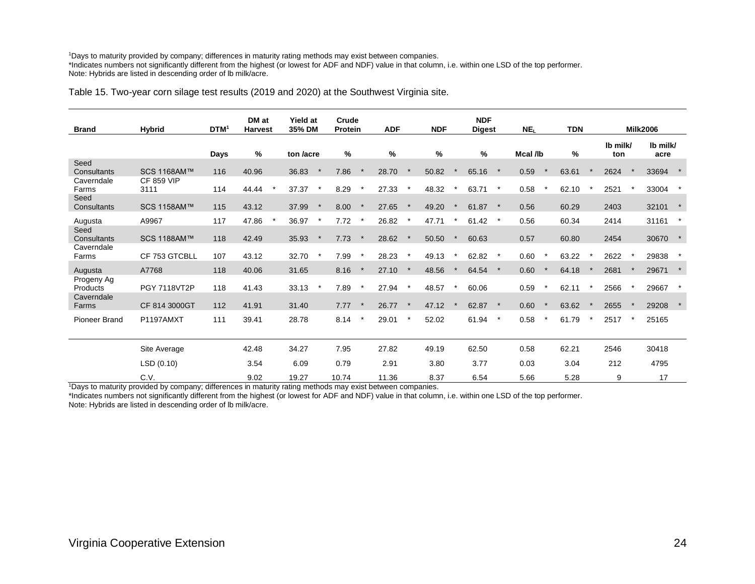[1]Days to maturity provided by company; differences in maturity rating methods may exist between companies.
*Indicates numbers not significantly different from the highest (or lowest for ADF and NDF) value in that column, i.e. within one LSD of the top performer.
Note: Hybrids are listed in descending order of lb milk/acre.

Table 15. Two-year corn silage test results (2019 and 2020) at the Southwest Virginia site.

| Brand | Hybrid | DTM[1] | DM at Harvest | | Yield at 35% DM | | Crude Protein | | ADF | | NDF | | NDF Digest | | $NE_L$ | | TDN | | Milk2006 | | | |
|---|---|---|---|---|---|---|---|---|---|---|---|---|---|---|---|---|---|---|---|---|---|---|
| | | Days | % | | ton /acre | | % | | % | | % | | % | | Mcal /lb | | % | | lb milk/ ton | | lb milk/ acre | |
| Seed Consultants | SCS 1168AM™ | 116 | 40.96 | | 36.83 | * | 7.86 | * | 28.70 | * | 50.82 | * | 65.16 | * | 0.59 | * | 63.61 | * | 2624 | * | 33694 | * |
| Caverndale Farms | CF 859 VIP 3111 | 114 | 44.44 | * | 37.37 | * | 8.29 | * | 27.33 | * | 48.32 | * | 63.71 | * | 0.58 | * | 62.10 | * | 2521 | * | 33004 | * |
| Seed Consultants | SCS 1158AM™ | 115 | 43.12 | | 37.99 | * | 8.00 | * | 27.65 | * | 49.20 | * | 61.87 | * | 0.56 | | 60.29 | | 2403 | | 32101 | * |
| Augusta | A9967 | 117 | 47.86 | * | 36.97 | * | 7.72 | * | 26.82 | * | 47.71 | * | 61.42 | * | 0.56 | | 60.34 | | 2414 | | 31161 | * |
| Seed Consultants | SCS 1188AM™ | 118 | 42.49 | | 35.93 | * | 7.73 | * | 28.62 | * | 50.50 | * | 60.63 | | 0.57 | | 60.80 | | 2454 | | 30670 | * |
| Caverndale Farms | CF 753 GTCBLL | 107 | 43.12 | | 32.70 | * | 7.99 | * | 28.23 | * | 49.13 | * | 62.82 | * | 0.60 | * | 63.22 | * | 2622 | * | 29838 | * |
| Augusta | A7768 | 118 | 40.06 | | 31.65 | | 8.16 | * | 27.10 | * | 48.56 | * | 64.54 | * | 0.60 | * | 64.18 | * | 2681 | * | 29671 | * |
| Progeny Ag Products | PGY 7118VT2P | 118 | 41.43 | | 33.13 | * | 7.89 | * | 27.94 | * | 48.57 | * | 60.06 | | 0.59 | * | 62.11 | * | 2566 | * | 29667 | * |
| Caverndale Farms | CF 814 3000GT | 112 | 41.91 | | 31.40 | | 7.77 | * | 26.77 | * | 47.12 | * | 62.87 | * | 0.60 | * | 63.62 | * | 2655 | * | 29208 | * |
| Pioneer Brand | P1197AMXT | 111 | 39.41 | | 28.78 | | 8.14 | * | 29.01 | * | 52.02 | | 61.94 | * | 0.58 | * | 61.79 | * | 2517 | * | 25165 | |
| | Site Average | | 42.48 | | 34.27 | | 7.95 | | 27.82 | | 49.19 | | 62.50 | | 0.58 | | 62.21 | | 2546 | | 30418 | |
| | LSD (0.10) | | 3.54 | | 6.09 | | 0.79 | | 2.91 | | 3.80 | | 3.77 | | 0.03 | | 3.04 | | 212 | | 4795 | |
| | C.V. | | 9.02 | | 19.27 | | 10.74 | | 11.36 | | 8.37 | | 6.54 | | 5.66 | | 5.28 | | 9 | | 17 | |

[1]Days to maturity provided by company; differences in maturity rating methods may exist between companies.
*Indicates numbers not significantly different from the highest (or lowest for ADF and NDF) value in that column, i.e. within one LSD of the top performer.
Note: Hybrids are listed in descending order of lb milk/acre.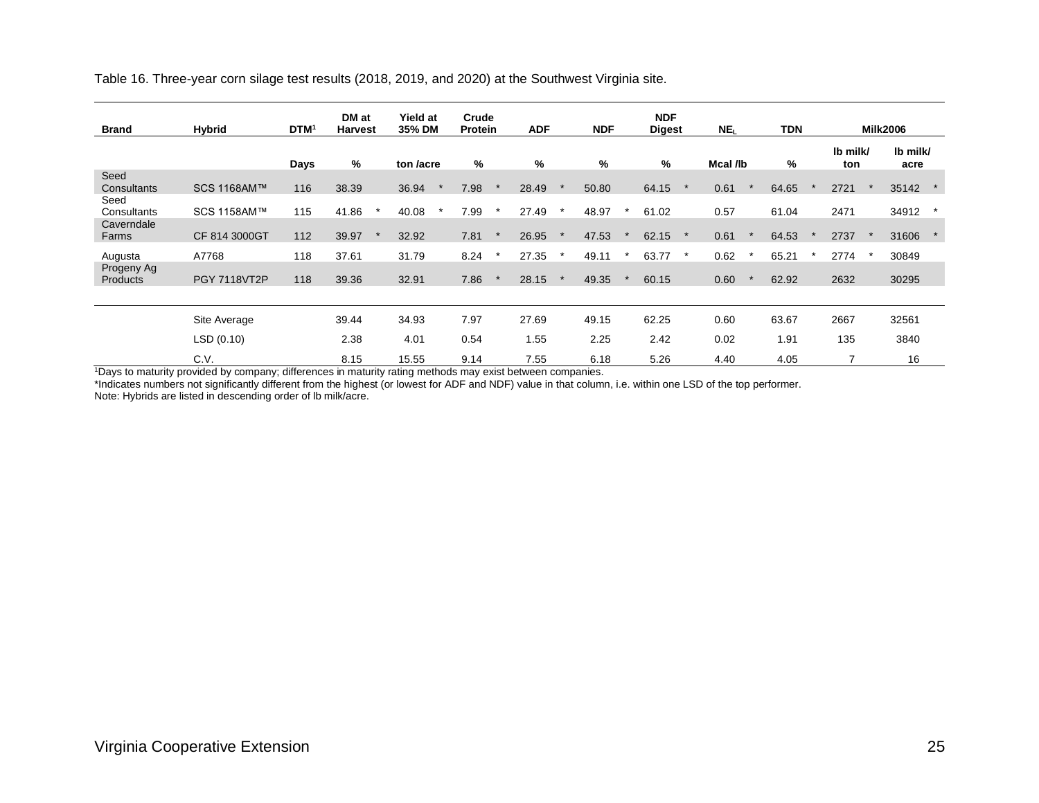Table 16. Three-year corn silage test results (2018, 2019, and 2020) at the Southwest Virginia site.

| Brand | Hybrid | DTM[1] | DM at Harvest | | Yield at 35% DM | | Crude Protein | | ADF | | NDF | | NDF Digest | | $NE_L$ | | TDN | | Milk2006 | | | |
|---|---|---|---|---|---|---|---|---|---|---|---|---|---|---|---|---|---|---|---|---|---|---|
| | | Days | % | | ton /acre | | % | | % | | % | | % | | Mcal /lb | | % | | lb milk/ ton | | lb milk/ acre | |
| Seed Consultants | SCS 1168AM™ | 116 | 38.39 | | 36.94 | * | 7.98 | * | 28.49 | * | 50.80 | | 64.15 | * | 0.61 | * | 64.65 | * | 2721 | * | 35142 | * |
| Seed Consultants | SCS 1158AM™ | 115 | 41.86 | * | 40.08 | * | 7.99 | * | 27.49 | * | 48.97 | * | 61.02 | | 0.57 | | 61.04 | | 2471 | | 34912 | * |
| Caverndale Farms | CF 814 3000GT | 112 | 39.97 | * | 32.92 | | 7.81 | * | 26.95 | * | 47.53 | * | 62.15 | * | 0.61 | * | 64.53 | * | 2737 | * | 31606 | * |
| Augusta | A7768 | 118 | 37.61 | | 31.79 | | 8.24 | * | 27.35 | * | 49.11 | * | 63.77 | * | 0.62 | * | 65.21 | * | 2774 | * | 30849 | |
| Progeny Ag Products | PGY 7118VT2P | 118 | 39.36 | | 32.91 | | 7.86 | * | 28.15 | * | 49.35 | * | 60.15 | | 0.60 | * | 62.92 | | 2632 | | 30295 | |
| | Site Average | | 39.44 | | 34.93 | | 7.97 | | 27.69 | | 49.15 | | 62.25 | | 0.60 | | 63.67 | | 2667 | | 32561 | |
| | LSD (0.10) | | 2.38 | | 4.01 | | 0.54 | | 1.55 | | 2.25 | | 2.42 | | 0.02 | | 1.91 | | 135 | | 3840 | |
| | C.V. | | 8.15 | | 15.55 | | 9.14 | | 7.55 | | 6.18 | | 5.26 | | 4.40 | | 4.05 | | 7 | | 16 | |

[1]Days to maturity provided by company; differences in maturity rating methods may exist between companies.

*Indicates numbers not significantly different from the highest (or lowest for ADF and NDF) value in that column, i.e. within one LSD of the top performer.

Note: Hybrids are listed in descending order of lb milk/acre.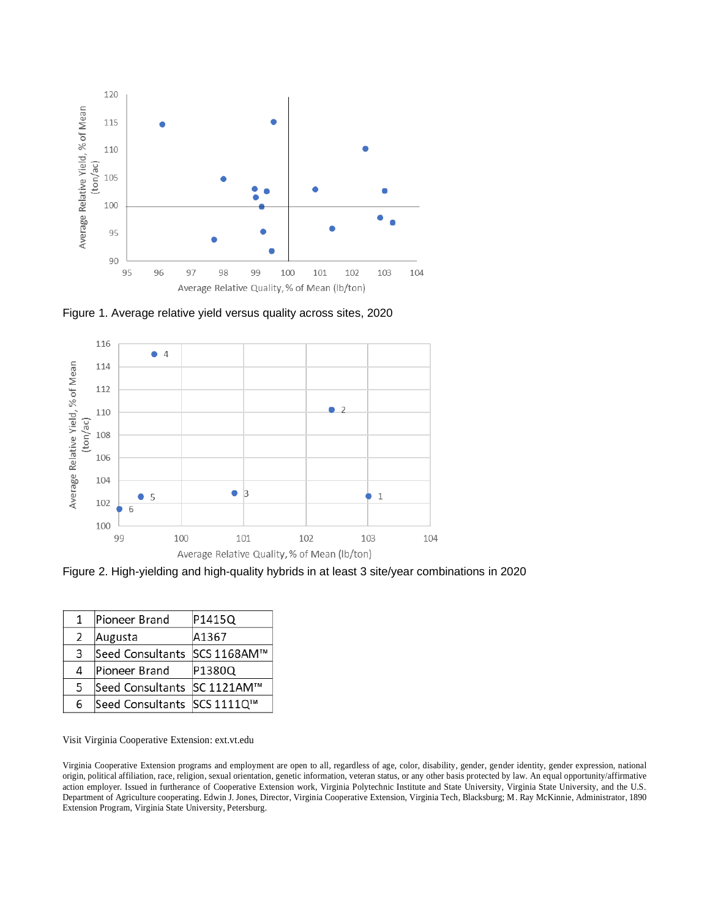120
115
110
105
100
95
90

95 96 97 98 99 100 101 102 103 104

Average Relative Yield, % of Mean (ton/ac)

Average Relative Quality, % of Mean (lb/ton)

Figure 1. Average relative yield versus quality across sites, 2020

116
114
112
110
108
106
104
102
100

99 100 101 102 103 104

Average Relative Yield, % of Mean (ton/ac)

Average Relative Quality, % of Mean (lb/ton)

4
2
5
3
1
6

Figure 2. High-yielding and high-quality hybrids in at least 3 site/year combinations in 2020

| | | |
|---|---|---|
| 1 | Pioneer Brand | P1415Q |
| 2 | Augusta | A1367 |
| 3 | Seed Consultants | SCS 1168AM™ |
| 4 | Pioneer Brand | P1380Q |
| 5 | Seed Consultants | SC 1121AM™ |
| 6 | Seed Consultants | SCS 1111Q™ |

Visit Virginia Cooperative Extension: ext.vt.edu

Virginia Cooperative Extension programs and employment are open to all, regardless of age, color, disability, gender, gender identity, gender expression, national origin, political affiliation, race, religion, sexual orientation, genetic information, veteran status, or any other basis protected by law. An equal opportunity/affirmative action employer. Issued in furtherance of Cooperative Extension work, Virginia Polytechnic Institute and State University, Virginia State University, and the U.S. Department of Agriculture cooperating. Edwin J. Jones, Director, Virginia Cooperative Extension, Virginia Tech, Blacksburg; M. Ray McKinnie, Administrator, 1890 Extension Program, Virginia State University, Petersburg.